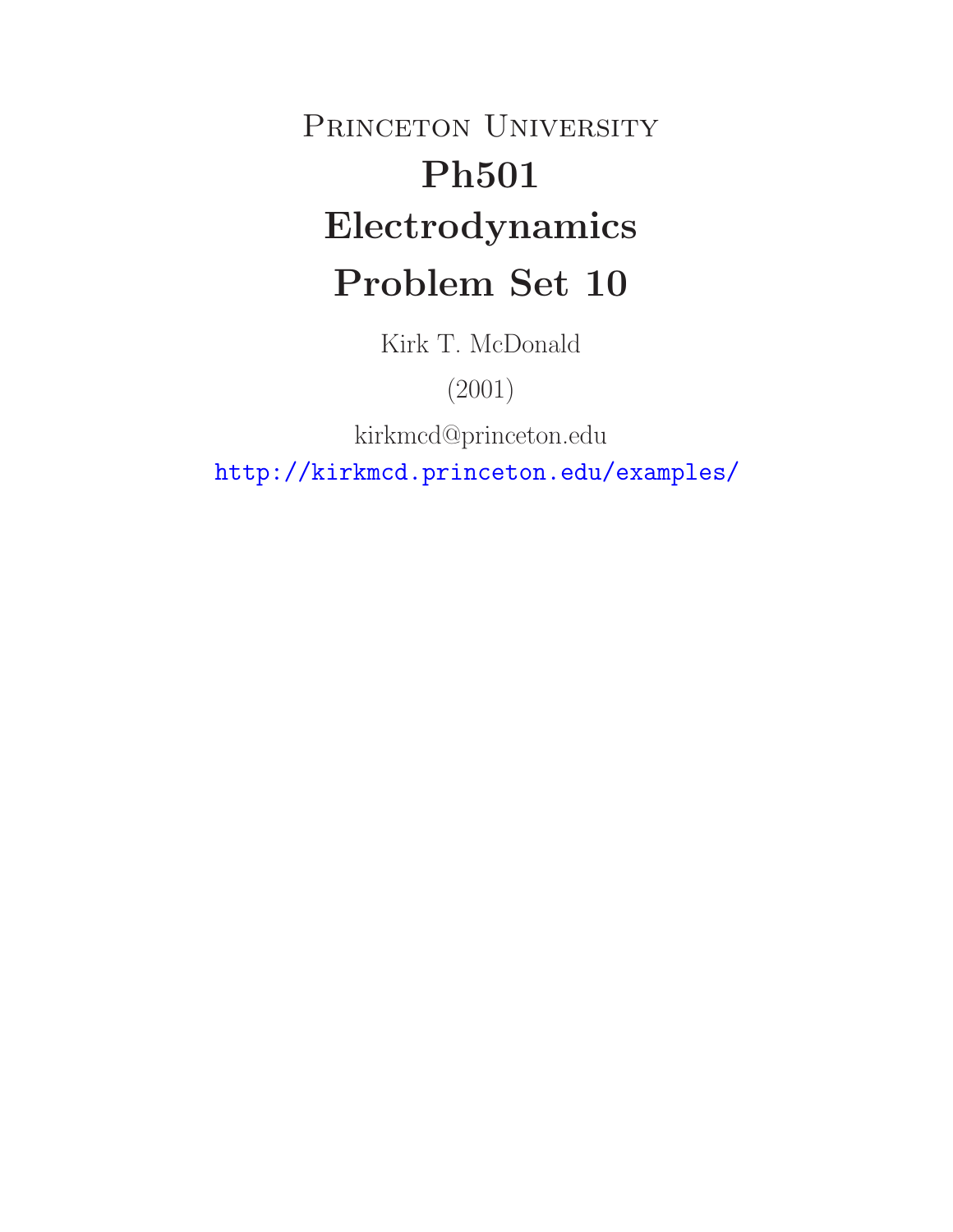# Princeton University

# Ph501

# Electrodynamics

# Problem Set 10

Kirk T. McDonald

(2001)

kirkmcd@princeton.edu

http://kirkmcd.princeton.edu/examples/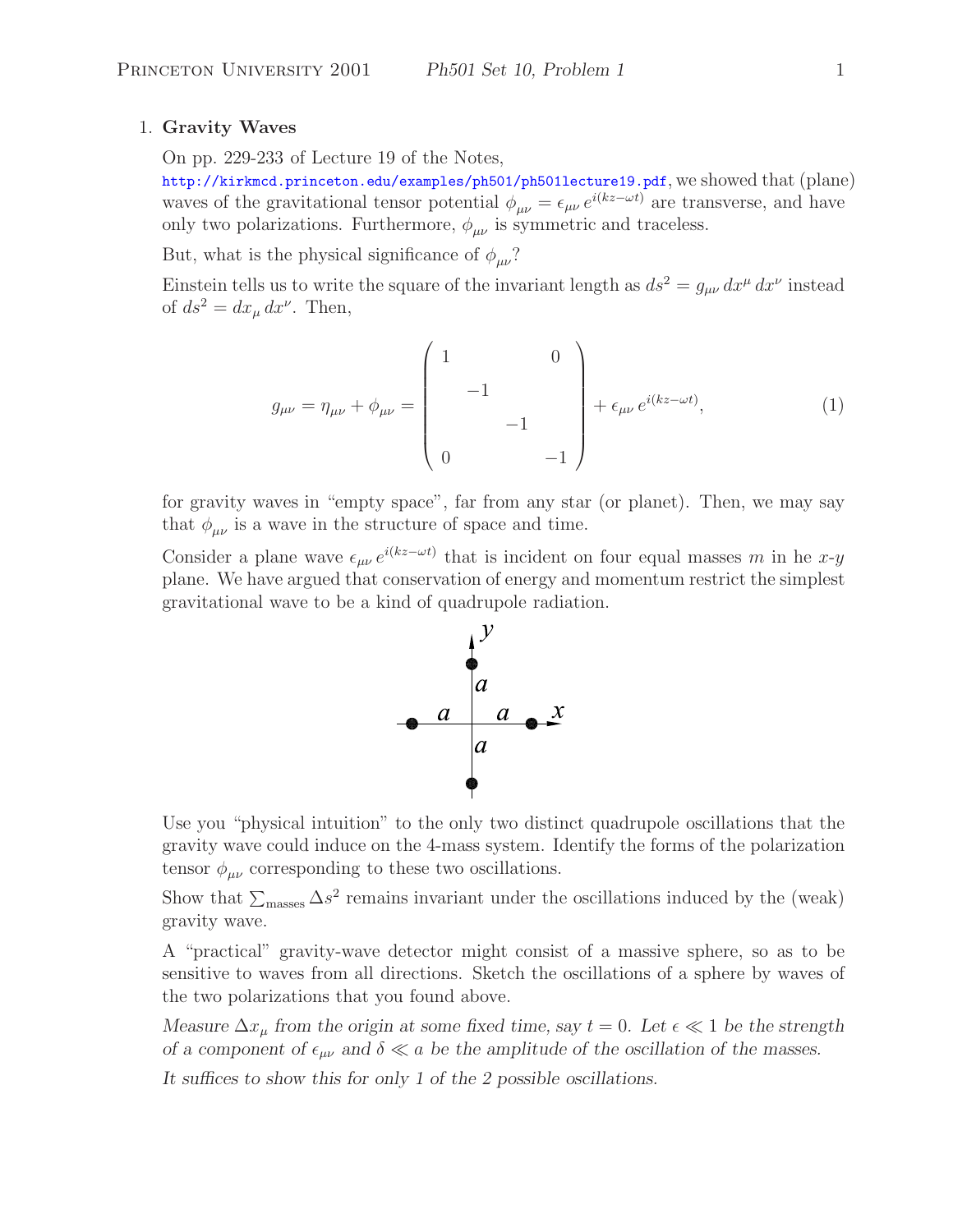1. **Gravity Waves**

   On pp. 229-233 of Lecture 19 of the Notes, http://kirkmcd.princeton.edu/examples/ph501/ph501lecture19.pdf, we showed that (plane) waves of the gravitational tensor potential $\phi_{\mu\nu} = \epsilon_{\mu\nu}\, e^{i(kz-\omega t)}$ are transverse, and have only two polarizations. Furthermore, $\phi_{\mu\nu}$ is symmetric and traceless.

   But, what is the physical significance of $\phi_{\mu\nu}$?

   Einstein tells us to write the square of the invariant length as $ds^2 = g_{\mu\nu}\, dx^\mu\, dx^\nu$ instead of $ds^2 = dx_\mu\, dx^\nu$. Then,

$$g_{\mu\nu} = \eta_{\mu\nu} + \phi_{\mu\nu} = \begin{pmatrix} 1 & & & 0 \\ & -1 & & \\ & & -1 & \\ 0 & & & -1 \end{pmatrix} + \epsilon_{\mu\nu}\, e^{i(kz-\omega t)}, \tag{1}$$

   for gravity waves in "empty space", far from any star (or planet). Then, we may say that $\phi_{\mu\nu}$ is a wave in the structure of space and time.

   Consider a plane wave $\epsilon_{\mu\nu}\, e^{i(kz-\omega t)}$ that is incident on four equal masses $m$ in he $x$-$y$ plane. We have argued that conservation of energy and momentum restrict the simplest gravitational wave to be a kind of quadrupole radiation.

y

a

a a x

a

   Use you "physical intuition" to the only two distinct quadrupole oscillations that the gravity wave could induce on the 4-mass system. Identify the forms of the polarization tensor $\phi_{\mu\nu}$ corresponding to these two oscillations.

   Show that $\sum_{\text{masses}} \Delta s^2$ remains invariant under the oscillations induced by the (weak) gravity wave.

   A "practical" gravity-wave detector might consist of a massive sphere, so as to be sensitive to waves from all directions. Sketch the oscillations of a sphere by waves of the two polarizations that you found above.

   *Measure $\Delta x_\mu$ from the origin at some fixed time, say $t = 0$. Let $\epsilon \ll 1$ be the strength of a component of $\epsilon_{\mu\nu}$ and $\delta \ll a$ be the amplitude of the oscillation of the masses.*

   *It suffices to show this for only 1 of the 2 possible oscillations.*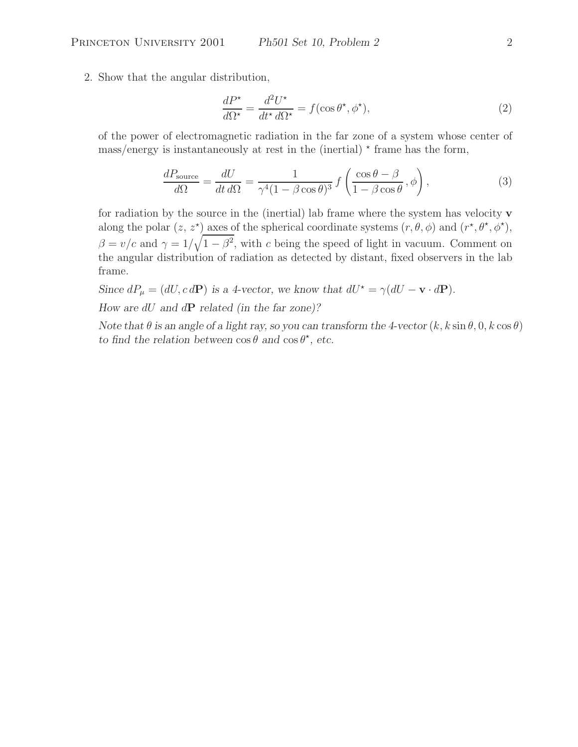2. Show that the angular distribution,

$$\frac{dP^\star}{d\Omega^\star} = \frac{d^2U^\star}{dt^\star \, d\Omega^\star} = f(\cos\theta^\star, \phi^\star), \tag{2}$$

of the power of electromagnetic radiation in the far zone of a system whose center of mass/energy is instantaneously at rest in the (inertial) $^\star$ frame has the form,

$$\frac{dP_{\text{source}}}{d\Omega} = \frac{dU}{dt \, d\Omega} = \frac{1}{\gamma^4(1 - \beta\cos\theta)^3} \, f\left(\frac{\cos\theta - \beta}{1 - \beta\cos\theta}, \phi\right), \tag{3}$$

for radiation by the source in the (inertial) lab frame where the system has velocity $\mathbf{v}$ along the polar ($z$, $z^\star$) axes of the spherical coordinate systems $(r, \theta, \phi)$ and $(r^\star, \theta^\star, \phi^\star)$, $\beta = v/c$ and $\gamma = 1/\sqrt{1-\beta^2}$, with $c$ being the speed of light in vacuum. Comment on the angular distribution of radiation as detected by distant, fixed observers in the lab frame.

*Since $dP_\mu = (dU, c\,d\mathbf{P})$ is a 4-vector, we know that $dU^\star = \gamma(dU - \mathbf{v}\cdot d\mathbf{P})$.*

*How are $dU$ and $d\mathbf{P}$ related (in the far zone)?*

*Note that $\theta$ is an angle of a light ray, so you can transform the 4-vector $(k, k\sin\theta, 0, k\cos\theta)$ to find the relation between $\cos\theta$ and $\cos\theta^\star$, etc.*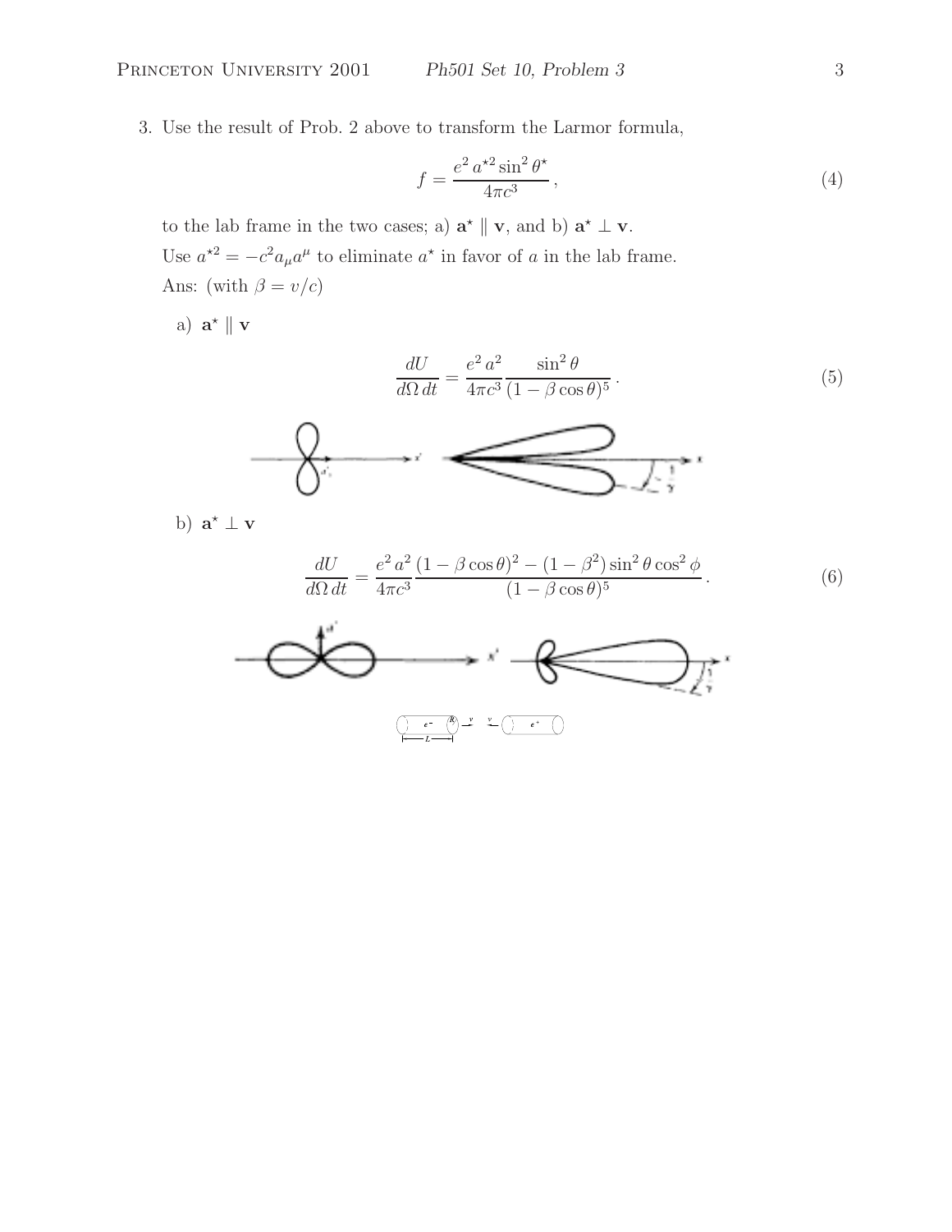3. Use the result of Prob. 2 above to transform the Larmor formula,

$$f = \frac{e^2\, a^{\star 2} \sin^2 \theta^\star}{4\pi c^3}\,, \tag{4}$$

to the lab frame in the two cases; a) $\mathbf{a}^\star \parallel \mathbf{v}$, and b) $\mathbf{a}^\star \perp \mathbf{v}$.
Use $a^{\star 2} = -c^2 a_\mu a^\mu$ to eliminate $a^\star$ in favor of $a$ in the lab frame.
Ans: (with $\beta = v/c$)

a) $\mathbf{a}^\star \parallel \mathbf{v}$

$$\frac{dU}{d\Omega\, dt} = \frac{e^2\, a^2}{4\pi c^3} \frac{\sin^2 \theta}{(1 - \beta \cos\theta)^5}\,. \tag{5}$$

b) $\mathbf{a}^\star \perp \mathbf{v}$

$$\frac{dU}{d\Omega\, dt} = \frac{e^2\, a^2}{4\pi c^3} \frac{(1 - \beta\cos\theta)^2 - (1 - \beta^2)\sin^2\theta \cos^2\phi}{(1 - \beta\cos\theta)^5}\,. \tag{6}$$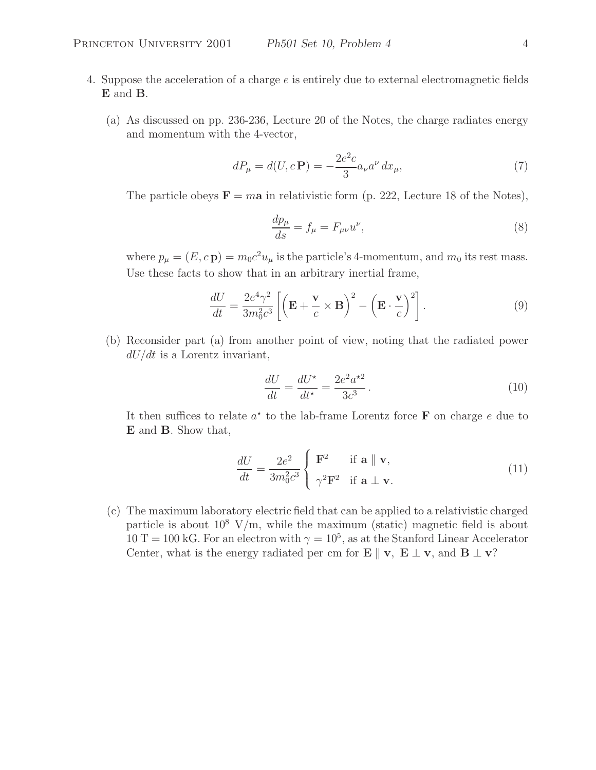4. Suppose the acceleration of a charge $e$ is entirely due to external electromagnetic fields $\mathbf{E}$ and $\mathbf{B}$.

   (a) As discussed on pp. 236-236, Lecture 20 of the Notes, the charge radiates energy and momentum with the 4-vector,

$$dP_\mu = d(U, c\,\mathbf{P}) = -\frac{2e^2 c}{3} a_\nu a^\nu \, dx_\mu, \tag{7}$$

   The particle obeys $\mathbf{F} = m\mathbf{a}$ in relativistic form (p. 222, Lecture 18 of the Notes),

$$\frac{dp_\mu}{ds} = f_\mu = F_{\mu\nu} u^\nu, \tag{8}$$

   where $p_\mu = (E, c\,\mathbf{p}) = m_0 c^2 u_\mu$ is the particle's 4-momentum, and $m_0$ its rest mass. Use these facts to show that in an arbitrary inertial frame,

$$\frac{dU}{dt} = \frac{2e^4\gamma^2}{3m_0^2 c^3} \left[ \left( \mathbf{E} + \frac{\mathbf{v}}{c} \times \mathbf{B} \right)^2 - \left( \mathbf{E} \cdot \frac{\mathbf{v}}{c} \right)^2 \right]. \tag{9}$$

   (b) Reconsider part (a) from another point of view, noting that the radiated power $dU/dt$ is a Lorentz invariant,

$$\frac{dU}{dt} = \frac{dU^\star}{dt^\star} = \frac{2e^2 a^{\star 2}}{3c^3}. \tag{10}$$

   It then suffices to relate $a^\star$ to the lab-frame Lorentz force $\mathbf{F}$ on charge $e$ due to $\mathbf{E}$ and $\mathbf{B}$. Show that,

$$\frac{dU}{dt} = \frac{2e^2}{3m_0^2 c^3} \begin{cases} \mathbf{F}^2 & \text{if } \mathbf{a} \parallel \mathbf{v}, \\ \gamma^2 \mathbf{F}^2 & \text{if } \mathbf{a} \perp \mathbf{v}. \end{cases} \tag{11}$$

   (c) The maximum laboratory electric field that can be applied to a relativistic charged particle is about $10^8$ V/m, while the maximum (static) magnetic field is about $10\ \text{T} = 100\ \text{kG}$. For an electron with $\gamma = 10^5$, as at the Stanford Linear Accelerator Center, what is the energy radiated per cm for $\mathbf{E} \parallel \mathbf{v}$, $\mathbf{E} \perp \mathbf{v}$, and $\mathbf{B} \perp \mathbf{v}$?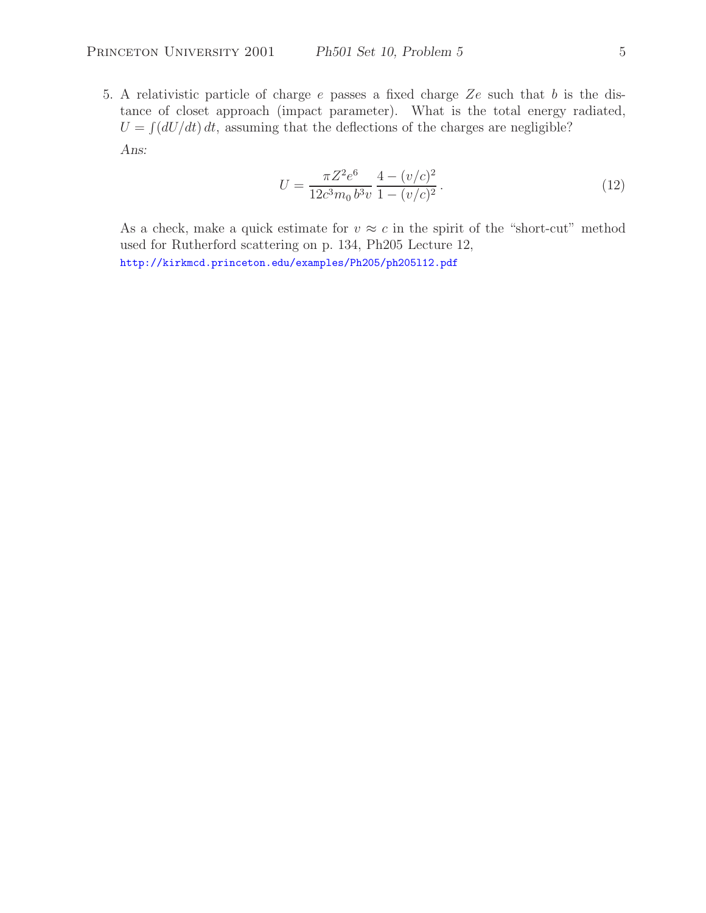5. A relativistic particle of charge $e$ passes a fixed charge $Ze$ such that $b$ is the distance of closet approach (impact parameter). What is the total energy radiated, $U = \int (dU/dt)\, dt$, assuming that the deflections of the charges are negligible?

   *Ans:*

$$U = \frac{\pi Z^2 e^6}{12 c^3 m_0\, b^3 v} \frac{4 - (v/c)^2}{1 - (v/c)^2} . \tag{12}$$

   As a check, make a quick estimate for $v \approx c$ in the spirit of the "short-cut" method used for Rutherford scattering on p. 134, Ph205 Lecture 12,
   http://kirkmcd.princeton.edu/examples/Ph205/ph205l12.pdf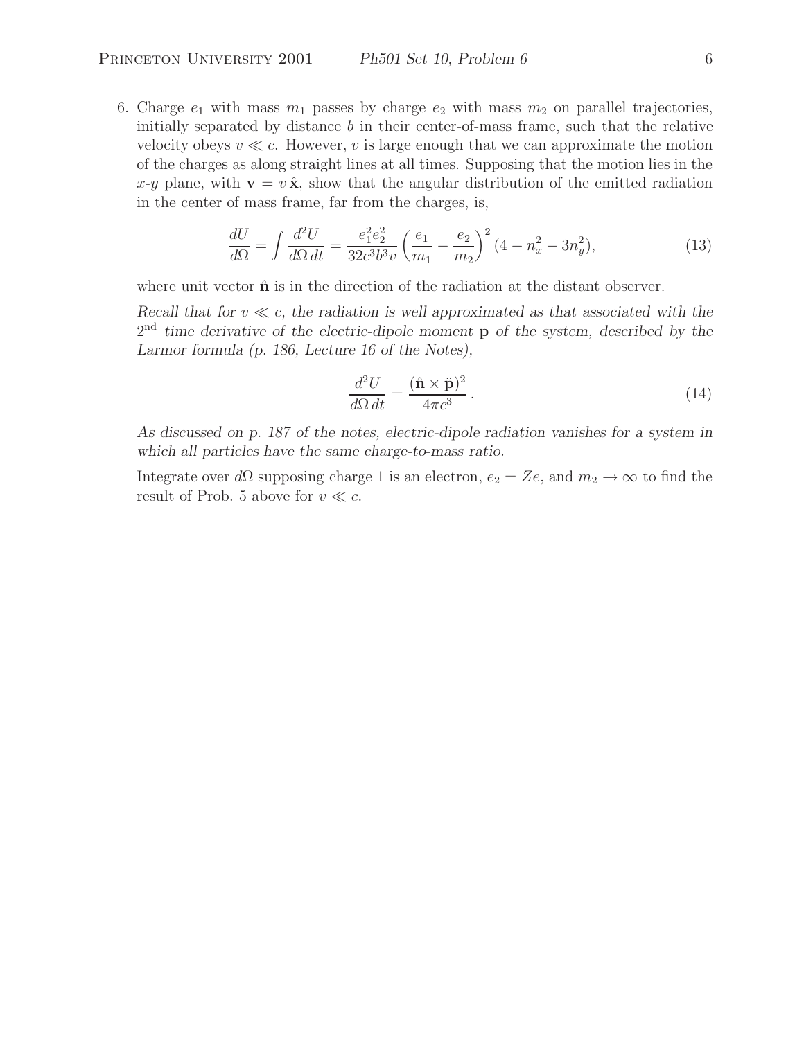6. Charge $e_1$ with mass $m_1$ passes by charge $e_2$ with mass $m_2$ on parallel trajectories, initially separated by distance $b$ in their center-of-mass frame, such that the relative velocity obeys $v \ll c$. However, $v$ is large enough that we can approximate the motion of the charges as along straight lines at all times. Supposing that the motion lies in the $x$-$y$ plane, with $\mathbf{v} = v\,\hat{\mathbf{x}}$, show that the angular distribution of the emitted radiation in the center of mass frame, far from the charges, is,

$$\frac{dU}{d\Omega} = \int \frac{d^2U}{d\Omega\, dt} = \frac{e_1^2 e_2^2}{32 c^3 b^3 v} \left( \frac{e_1}{m_1} - \frac{e_2}{m_2} \right)^2 (4 - n_x^2 - 3n_y^2), \tag{13}$$

where unit vector $\hat{\mathbf{n}}$ is in the direction of the radiation at the distant observer.

*Recall that for $v \ll c$, the radiation is well approximated as that associated with the 2nd time derivative of the electric-dipole moment $\mathbf{p}$ of the system, described by the Larmor formula (p. 186, Lecture 16 of the Notes),*

$$\frac{d^2U}{d\Omega\, dt} = \frac{(\hat{\mathbf{n}} \times \ddot{\mathbf{p}})^2}{4\pi c^3}. \tag{14}$$

*As discussed on p. 187 of the notes, electric-dipole radiation vanishes for a system in which all particles have the same charge-to-mass ratio.*

Integrate over $d\Omega$ supposing charge 1 is an electron, $e_2 = Ze$, and $m_2 \to \infty$ to find the result of Prob. 5 above for $v \ll c$.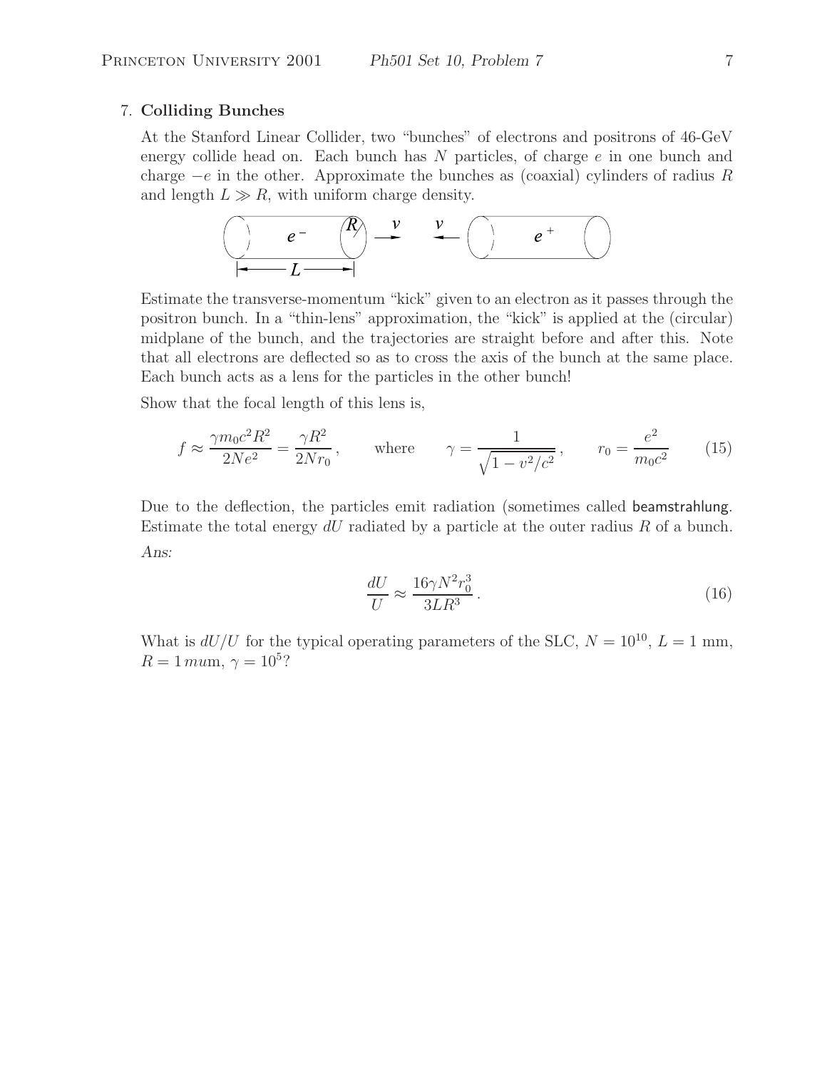7. **Colliding Bunches**

At the Stanford Linear Collider, two "bunches" of electrons and positrons of 46-GeV energy collide head on. Each bunch has $N$ particles, of charge $e$ in one bunch and charge $-e$ in the other. Approximate the bunches as (coaxial) cylinders of radius $R$ and length $L \gg R$, with uniform charge density.

$R$ $v$ $v$

$e^-$ $e^+$

$L$

Estimate the transverse-momentum "kick" given to an electron as it passes through the positron bunch. In a "thin-lens" approximation, the "kick" is applied at the (circular) midplane of the bunch, and the trajectories are straight before and after this. Note that all electrons are deflected so as to cross the axis of the bunch at the same place. Each bunch acts as a lens for the particles in the other bunch!

Show that the focal length of this lens is,

$$f \approx \frac{\gamma m_0 c^2 R^2}{2Ne^2} = \frac{\gamma R^2}{2Nr_0}, \qquad \text{where} \qquad \gamma = \frac{1}{\sqrt{1 - v^2/c^2}}, \qquad r_0 = \frac{e^2}{m_0 c^2} \tag{15}$$

Due to the deflection, the particles emit radiation (sometimes called beamstrahlung. Estimate the total energy $dU$ radiated by a particle at the outer radius $R$ of a bunch.

*Ans:*

$$\frac{dU}{U} \approx \frac{16\gamma N^2 r_0^3}{3LR^3}. \tag{16}$$

What is $dU/U$ for the typical operating parameters of the SLC, $N = 10^{10}$, $L = 1$ mm, $R = 1\,mu$m, $\gamma = 10^5$?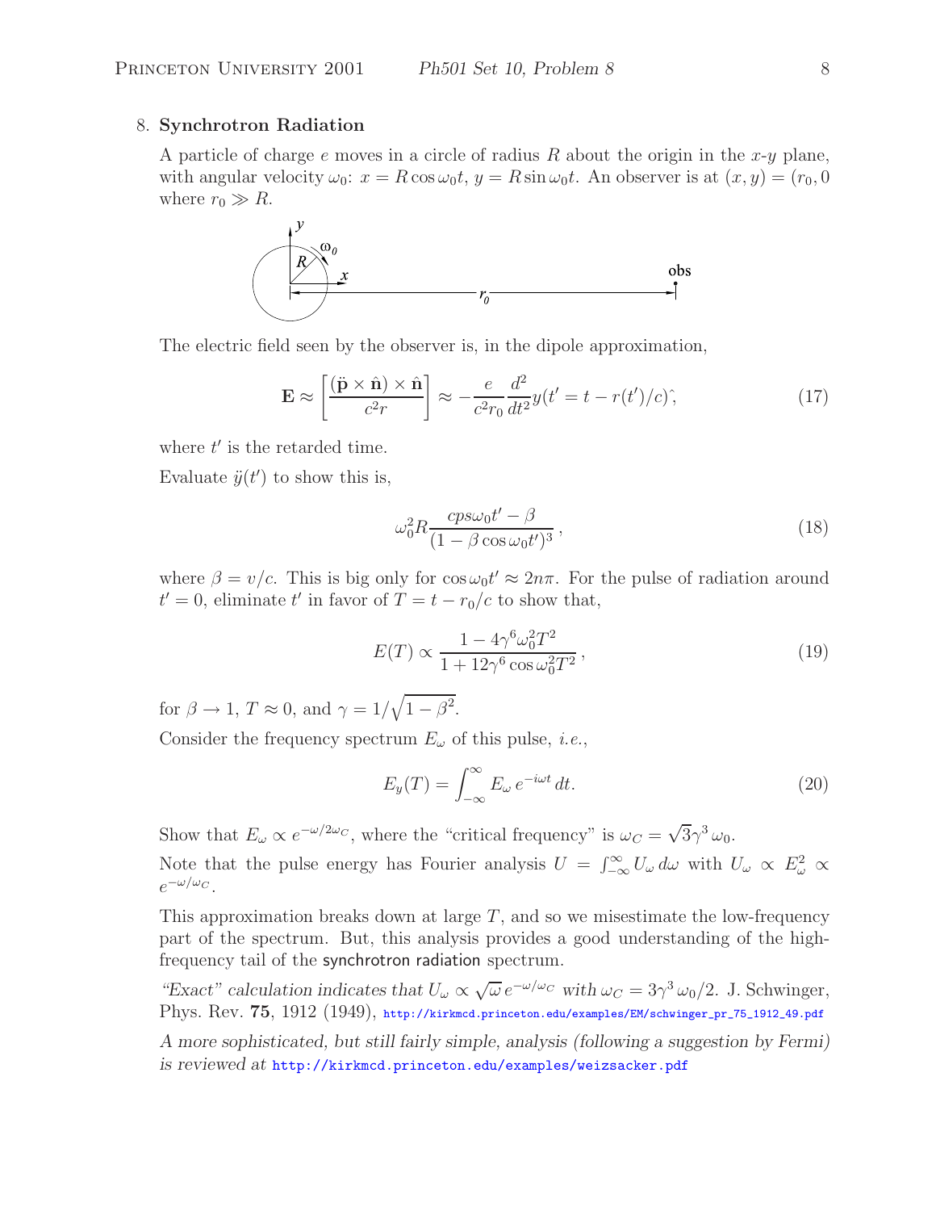8. **Synchrotron Radiation**

A particle of charge $e$ moves in a circle of radius $R$ about the origin in the $x$-$y$ plane, with angular velocity $\omega_0$: $x = R\cos\omega_0 t$, $y = R\sin\omega_0 t$. An observer is at $(x, y) = (r_0, 0$ where $r_0 \gg R$.

y
$\omega_0$
R
x
obs
$r_0$

The electric field seen by the observer is, in the dipole approximation,

$$\mathbf{E} \approx \left[\frac{(\ddot{\mathbf{p}} \times \hat{\mathbf{n}}) \times \hat{\mathbf{n}}}{c^2 r}\right] \approx -\frac{e}{c^2 r_0}\frac{d^2}{dt^2}y(t' = t - r(t')/c)\hat{,} \tag{17}$$

where $t'$ is the retarded time.

Evaluate $\ddot{y}(t')$ to show this is,

$$\omega_0^2 R \frac{cps\omega_0 t' - \beta}{(1 - \beta\cos\omega_0 t')^3}, \tag{18}$$

where $\beta = v/c$. This is big only for $\cos\omega_0 t' \approx 2n\pi$. For the pulse of radiation around $t' = 0$, eliminate $t'$ in favor of $T = t - r_0/c$ to show that,

$$E(T) \propto \frac{1 - 4\gamma^6\omega_0^2 T^2}{1 + 12\gamma^6\cos\omega_0^2 T^2}, \tag{19}$$

for $\beta \to 1$, $T \approx 0$, and $\gamma = 1/\sqrt{1 - \beta^2}$.

Consider the frequency spectrum $E_\omega$ of this pulse, *i.e.*,

$$E_y(T) = \int_{-\infty}^{\infty} E_\omega\, e^{-i\omega t}\, dt. \tag{20}$$

Show that $E_\omega \propto e^{-\omega/2\omega_C}$, where the "critical frequency" is $\omega_C = \sqrt{3}\gamma^3\,\omega_0$.

Note that the pulse energy has Fourier analysis $U = \int_{-\infty}^{\infty} U_\omega\, d\omega$ with $U_\omega \propto E_\omega^2 \propto e^{-\omega/\omega_C}$.

This approximation breaks down at large $T$, and so we misestimate the low-frequency part of the spectrum. But, this analysis provides a good understanding of the high-frequency tail of the synchrotron radiation spectrum.

*"Exact" calculation indicates that* $U_\omega \propto \sqrt{\omega}\, e^{-\omega/\omega_C}$ *with* $\omega_C = 3\gamma^3\,\omega_0/2$. J. Schwinger, Phys. Rev. **75**, 1912 (1949), http://kirkmcd.princeton.edu/examples/EM/schwinger_pr_75_1912_49.pdf

*A more sophisticated, but still fairly simple, analysis (following a suggestion by Fermi) is reviewed at* http://kirkmcd.princeton.edu/examples/weizsacker.pdf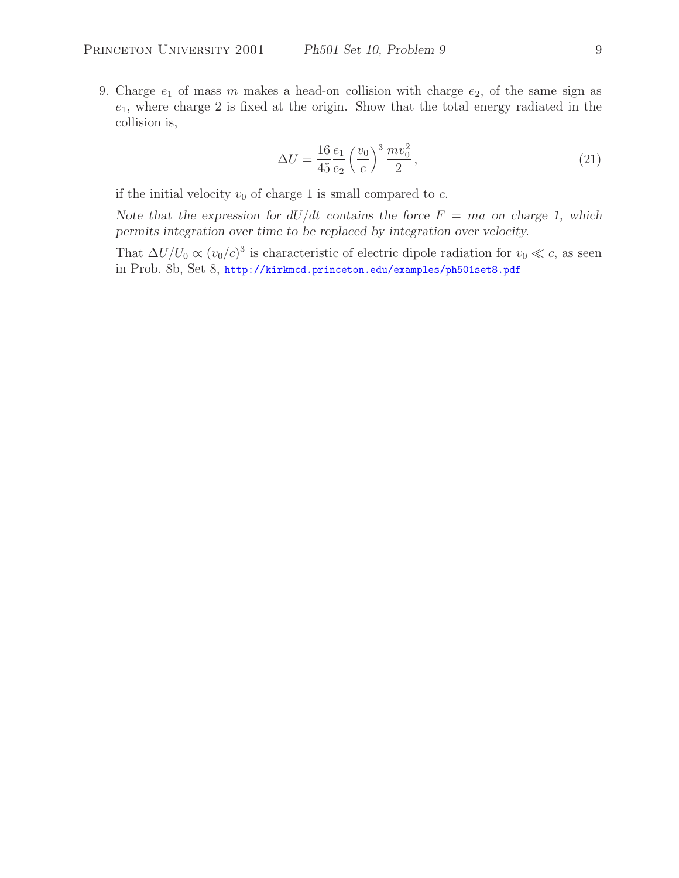9. Charge $e_1$ of mass $m$ makes a head-on collision with charge $e_2$, of the same sign as $e_1$, where charge 2 is fixed at the origin. Show that the total energy radiated in the collision is,

$$\Delta U = \frac{16}{45} \frac{e_1}{e_2} \left( \frac{v_0}{c} \right)^3 \frac{m v_0^2}{2}, \tag{21}$$

if the initial velocity $v_0$ of charge 1 is small compared to $c$.

*Note that the expression for $dU/dt$ contains the force $F = ma$ on charge 1, which permits integration over time to be replaced by integration over velocity.*

That $\Delta U / U_0 \propto (v_0/c)^3$ is characteristic of electric dipole radiation for $v_0 \ll c$, as seen in Prob. 8b, Set 8, http://kirkmcd.princeton.edu/examples/ph501set8.pdf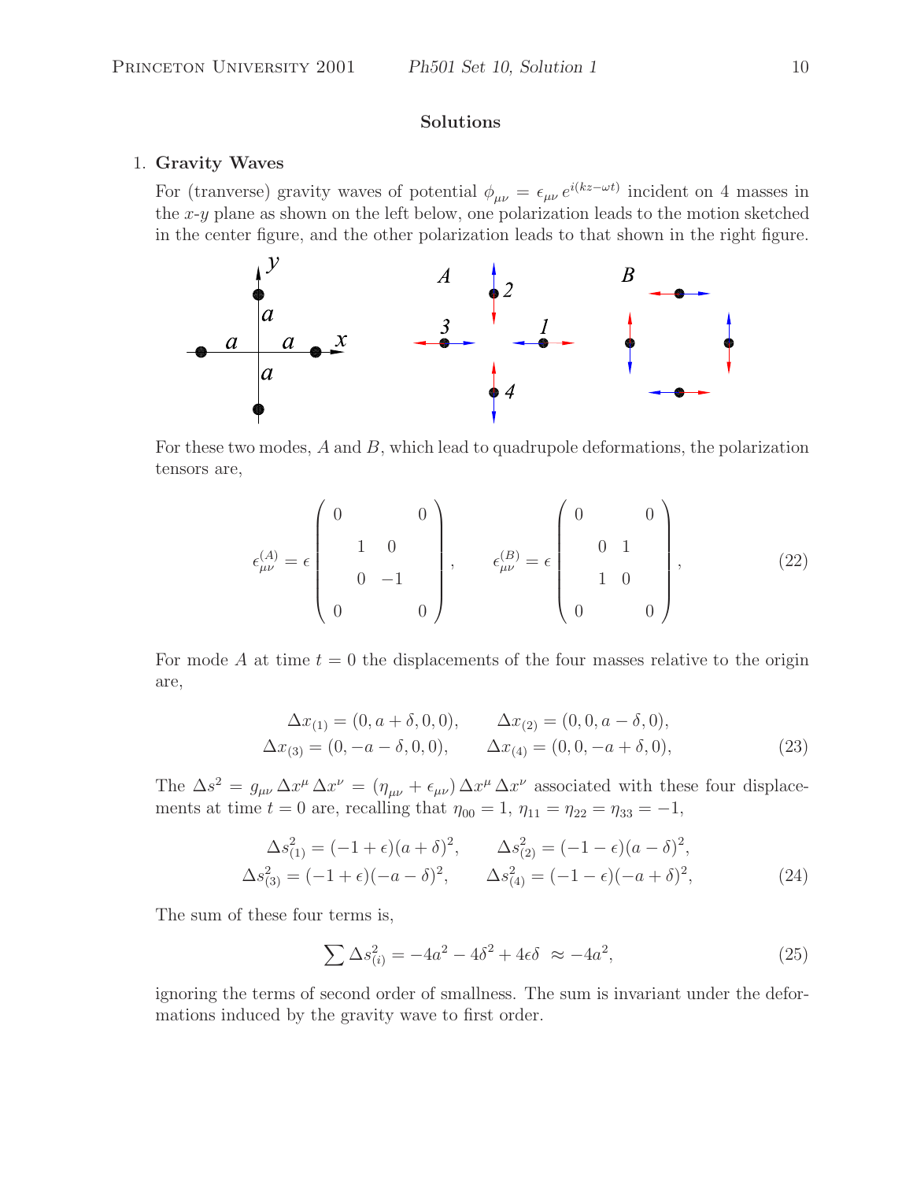## Solutions

1. **Gravity Waves**

For (tranverse) gravity waves of potential $\phi_{\mu\nu} = \epsilon_{\mu\nu}\, e^{i(kz-\omega t)}$ incident on 4 masses in the $x$-$y$ plane as shown on the left below, one polarization leads to the motion sketched in the center figure, and the other polarization leads to that shown in the right figure.

y
a
a
a
x
a
A
2
3
1
4
B

For these two modes, $A$ and $B$, which lead to quadrupole deformations, the polarization tensors are,

$$\epsilon^{(A)}_{\mu\nu} = \epsilon \begin{pmatrix} 0 & & & 0 \\ & 1 & 0 & \\ & 0 & -1 & \\ 0 & & & 0 \end{pmatrix}, \qquad \epsilon^{(B)}_{\mu\nu} = \epsilon \begin{pmatrix} 0 & & & 0 \\ & 0 & 1 & \\ & 1 & 0 & \\ 0 & & & 0 \end{pmatrix}, \tag{22}$$

For mode $A$ at time $t = 0$ the displacements of the four masses relative to the origin are,

$$\Delta x_{(1)} = (0, a+\delta, 0, 0), \qquad \Delta x_{(2)} = (0, 0, a-\delta, 0),$$
$$\Delta x_{(3)} = (0, -a-\delta, 0, 0), \qquad \Delta x_{(4)} = (0, 0, -a+\delta, 0), \tag{23}$$

The $\Delta s^2 = g_{\mu\nu}\, \Delta x^\mu\, \Delta x^\nu = (\eta_{\mu\nu} + \epsilon_{\mu\nu})\, \Delta x^\mu\, \Delta x^\nu$ associated with these four displacements at time $t = 0$ are, recalling that $\eta_{00} = 1$, $\eta_{11} = \eta_{22} = \eta_{33} = -1$,

$$\Delta s^2_{(1)} = (-1+\epsilon)(a+\delta)^2, \qquad \Delta s^2_{(2)} = (-1-\epsilon)(a-\delta)^2,$$
$$\Delta s^2_{(3)} = (-1+\epsilon)(-a-\delta)^2, \qquad \Delta s^2_{(4)} = (-1-\epsilon)(-a+\delta)^2, \tag{24}$$

The sum of these four terms is,

$$\sum \Delta s^2_{(i)} = -4a^2 - 4\delta^2 + 4\epsilon\delta \;\approx -4a^2, \tag{25}$$

ignoring the terms of second order of smallness. The sum is invariant under the deformations induced by the gravity wave to first order.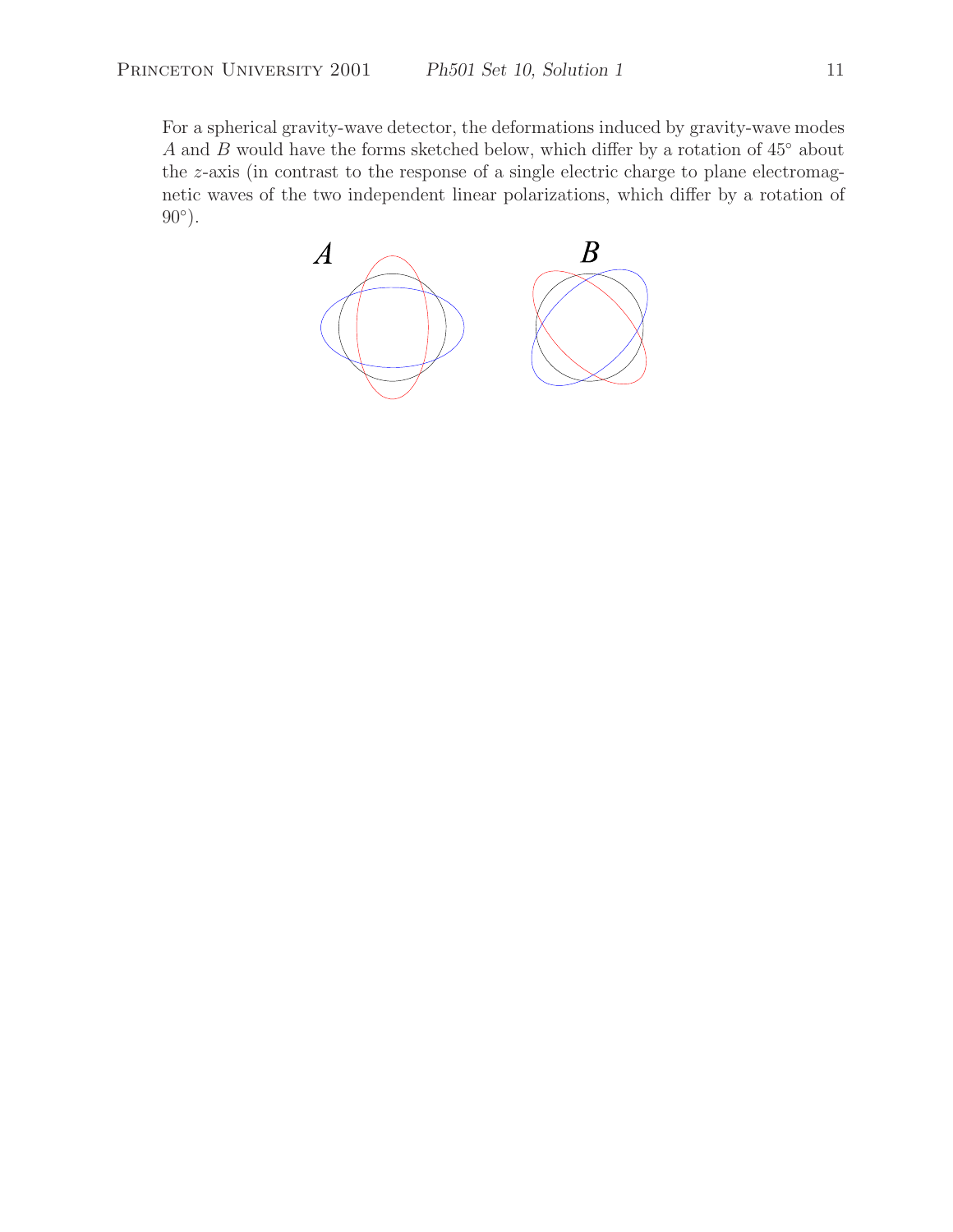For a spherical gravity-wave detector, the deformations induced by gravity-wave modes $A$ and $B$ would have the forms sketched below, which differ by a rotation of $45^\circ$ about the $z$-axis (in contrast to the response of a single electric charge to plane electromagnetic waves of the two independent linear polarizations, which differ by a rotation of $90^\circ$).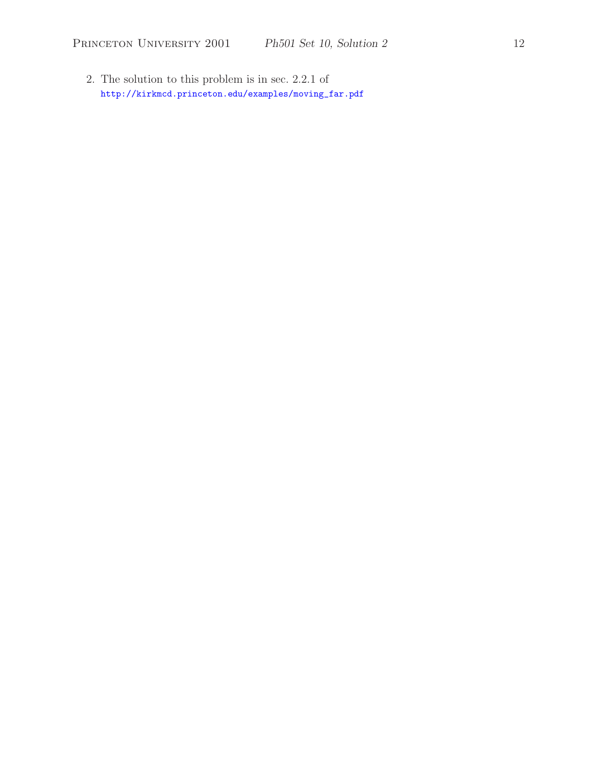2. The solution to this problem is in sec. 2.2.1 of http://kirkmcd.princeton.edu/examples/moving_far.pdf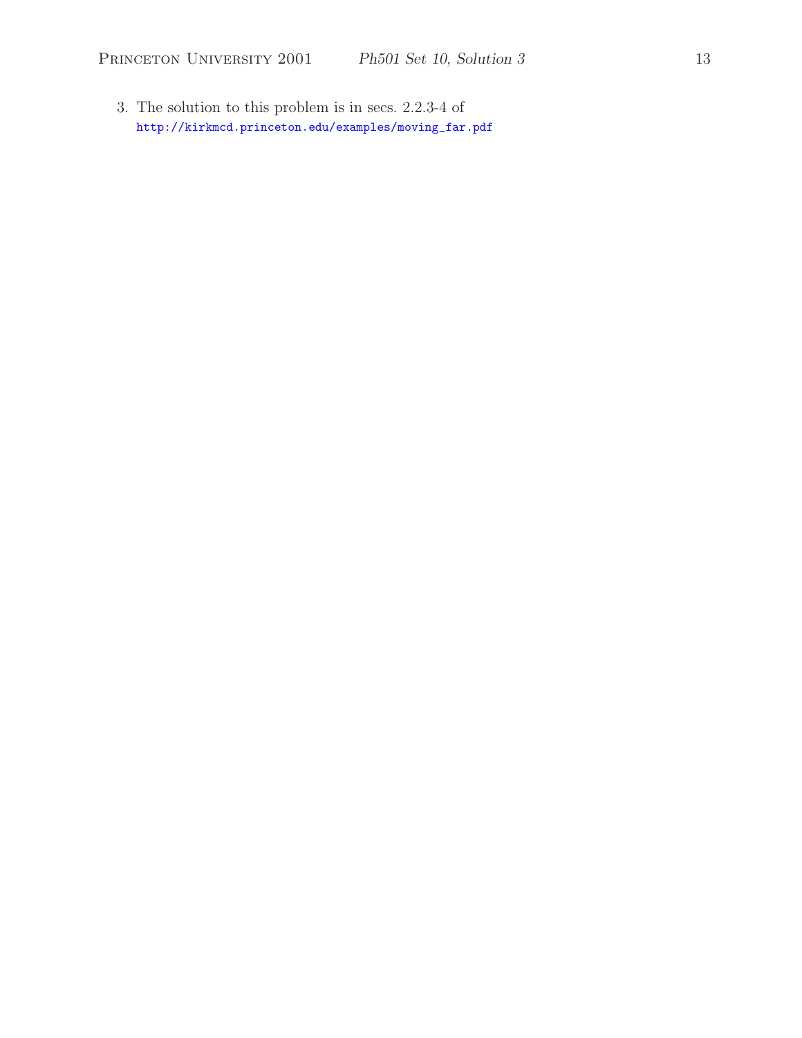3. The solution to this problem is in secs. 2.2.3-4 of
   http://kirkmcd.princeton.edu/examples/moving_far.pdf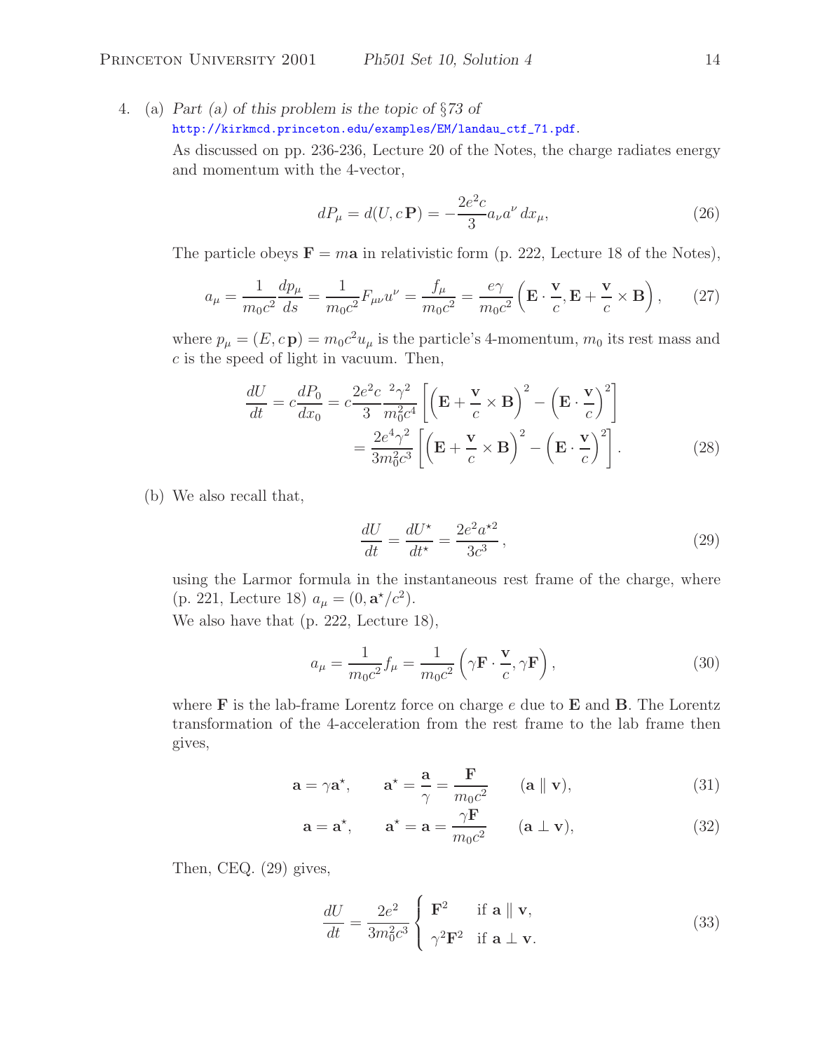4. (a) *Part (a) of this problem is the topic of §73 of* http://kirkmcd.princeton.edu/examples/EM/landau_ctf_71.pdf.

As discussed on pp. 236-236, Lecture 20 of the Notes, the charge radiates energy and momentum with the 4-vector,

$$dP_\mu = d(U, c\,\mathbf{P}) = -\frac{2e^2 c}{3} a_\nu a^\nu \, dx_\mu, \tag{26}$$

The particle obeys $\mathbf{F} = m\mathbf{a}$ in relativistic form (p. 222, Lecture 18 of the Notes),

$$a_\mu = \frac{1}{m_0 c^2}\frac{dp_\mu}{ds} = \frac{1}{m_0 c^2} F_{\mu\nu} u^\nu = \frac{f_\mu}{m_0 c^2} = \frac{e\gamma}{m_0 c^2}\left(\mathbf{E}\cdot\frac{\mathbf{v}}{c}, \mathbf{E} + \frac{\mathbf{v}}{c}\times\mathbf{B}\right), \tag{27}$$

where $p_\mu = (E, c\,\mathbf{p}) = m_0 c^2 u_\mu$ is the particle's 4-momentum, $m_0$ its rest mass and $c$ is the speed of light in vacuum. Then,

$$\begin{aligned}\frac{dU}{dt} = c\frac{dP_0}{dx_0} &= c\frac{2e^2 c}{3}\frac{{}^2\gamma^2}{m_0^2 c^4}\left[\left(\mathbf{E} + \frac{\mathbf{v}}{c}\times\mathbf{B}\right)^2 - \left(\mathbf{E}\cdot\frac{\mathbf{v}}{c}\right)^2\right] \\ &= \frac{2e^4\gamma^2}{3m_0^2 c^3}\left[\left(\mathbf{E} + \frac{\mathbf{v}}{c}\times\mathbf{B}\right)^2 - \left(\mathbf{E}\cdot\frac{\mathbf{v}}{c}\right)^2\right].\end{aligned} \tag{28}$$

(b) We also recall that,

$$\frac{dU}{dt} = \frac{dU^\star}{dt^\star} = \frac{2e^2 a^{\star 2}}{3c^3}, \tag{29}$$

using the Larmor formula in the instantaneous rest frame of the charge, where (p. 221, Lecture 18) $a_\mu = (0, \mathbf{a}^\star/c^2)$.

We also have that (p. 222, Lecture 18),

$$a_\mu = \frac{1}{m_0 c^2} f_\mu = \frac{1}{m_0 c^2}\left(\gamma\mathbf{F}\cdot\frac{\mathbf{v}}{c}, \gamma\mathbf{F}\right), \tag{30}$$

where $\mathbf{F}$ is the lab-frame Lorentz force on charge $e$ due to $\mathbf{E}$ and $\mathbf{B}$. The Lorentz transformation of the 4-acceleration from the rest frame to the lab frame then gives,

$$\mathbf{a} = \gamma\mathbf{a}^\star, \qquad \mathbf{a}^\star = \frac{\mathbf{a}}{\gamma} = \frac{\mathbf{F}}{m_0 c^2} \qquad (\mathbf{a} \parallel \mathbf{v}), \tag{31}$$

$$\mathbf{a} = \mathbf{a}^\star, \qquad \mathbf{a}^\star = \mathbf{a} = \frac{\gamma\mathbf{F}}{m_0 c^2} \qquad (\mathbf{a} \perp \mathbf{v}), \tag{32}$$

Then, CEQ. (29) gives,

$$\frac{dU}{dt} = \frac{2e^2}{3m_0^2 c^3}\begin{cases}\mathbf{F}^2 & \text{if } \mathbf{a} \parallel \mathbf{v}, \\ \gamma^2\mathbf{F}^2 & \text{if } \mathbf{a} \perp \mathbf{v}.\end{cases} \tag{33}$$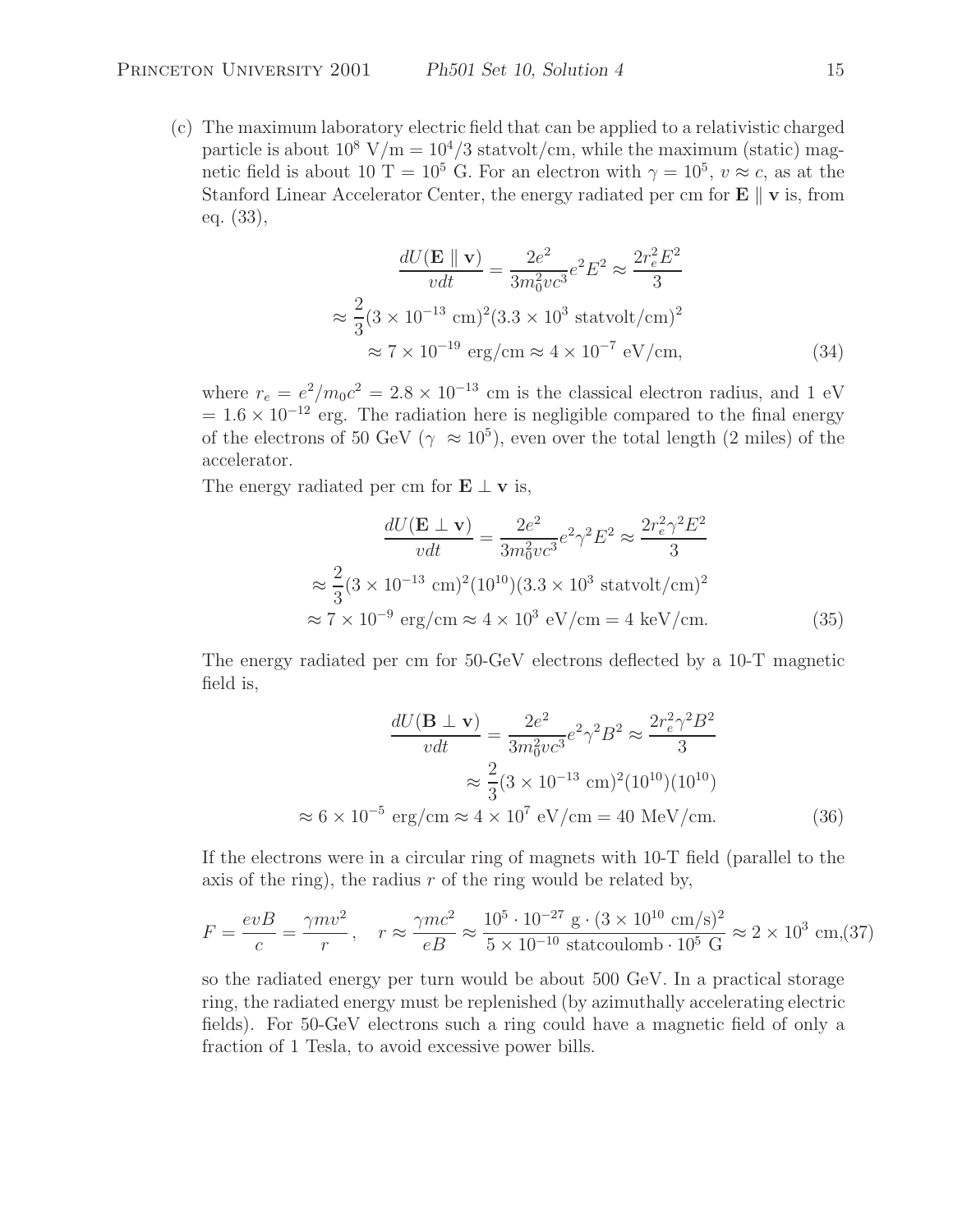(c) The maximum laboratory electric field that can be applied to a relativistic charged particle is about $10^8$ V/m = $10^4/3$ statvolt/cm, while the maximum (static) magnetic field is about 10 T = $10^5$ G. For an electron with $\gamma = 10^5$, $v \approx c$, as at the Stanford Linear Accelerator Center, the energy radiated per cm for $\mathbf{E} \parallel \mathbf{v}$ is, from eq. (33),

$$\frac{dU(\mathbf{E} \parallel \mathbf{v})}{vdt} = \frac{2e^2}{3m_0^2 vc^3} e^2 E^2 \approx \frac{2r_e^2 E^2}{3}$$
$$\approx \frac{2}{3}(3 \times 10^{-13} \text{ cm})^2 (3.3 \times 10^3 \text{ statvolt/cm})^2$$
$$\approx 7 \times 10^{-19} \text{ erg/cm} \approx 4 \times 10^{-7} \text{ eV/cm}, \tag{34}$$

where $r_e = e^2/m_0c^2 = 2.8 \times 10^{-13}$ cm is the classical electron radius, and 1 eV $= 1.6 \times 10^{-12}$ erg. The radiation here is negligible compared to the final energy of the electrons of 50 GeV ($\gamma \approx 10^5$), even over the total length (2 miles) of the accelerator.

The energy radiated per cm for $\mathbf{E} \perp \mathbf{v}$ is,

$$\frac{dU(\mathbf{E} \perp \mathbf{v})}{vdt} = \frac{2e^2}{3m_0^2 vc^3} e^2 \gamma^2 E^2 \approx \frac{2r_e^2 \gamma^2 E^2}{3}$$
$$\approx \frac{2}{3}(3 \times 10^{-13} \text{ cm})^2 (10^{10}) (3.3 \times 10^3 \text{ statvolt/cm})^2$$
$$\approx 7 \times 10^{-9} \text{ erg/cm} \approx 4 \times 10^3 \text{ eV/cm} = 4 \text{ keV/cm}. \tag{35}$$

The energy radiated per cm for 50-GeV electrons deflected by a 10-T magnetic field is,

$$\frac{dU(\mathbf{B} \perp \mathbf{v})}{vdt} = \frac{2e^2}{3m_0^2 vc^3} e^2 \gamma^2 B^2 \approx \frac{2r_e^2 \gamma^2 B^2}{3}$$
$$\approx \frac{2}{3}(3 \times 10^{-13} \text{ cm})^2 (10^{10})(10^{10})$$
$$\approx 6 \times 10^{-5} \text{ erg/cm} \approx 4 \times 10^7 \text{ eV/cm} = 40 \text{ MeV/cm}. \tag{36}$$

If the electrons were in a circular ring of magnets with 10-T field (parallel to the axis of the ring), the radius $r$ of the ring would be related by,

$$F = \frac{evB}{c} = \frac{\gamma m v^2}{r}, \quad r \approx \frac{\gamma mc^2}{eB} \approx \frac{10^5 \cdot 10^{-27} \text{ g} \cdot (3 \times 10^{10} \text{ cm/s})^2}{5 \times 10^{-10} \text{ statcoulomb} \cdot 10^5 \text{ G}} \approx 2 \times 10^3 \text{ cm}, \tag{37}$$

so the radiated energy per turn would be about 500 GeV. In a practical storage ring, the radiated energy must be replenished (by azimuthally accelerating electric fields). For 50-GeV electrons such a ring could have a magnetic field of only a fraction of 1 Tesla, to avoid excessive power bills.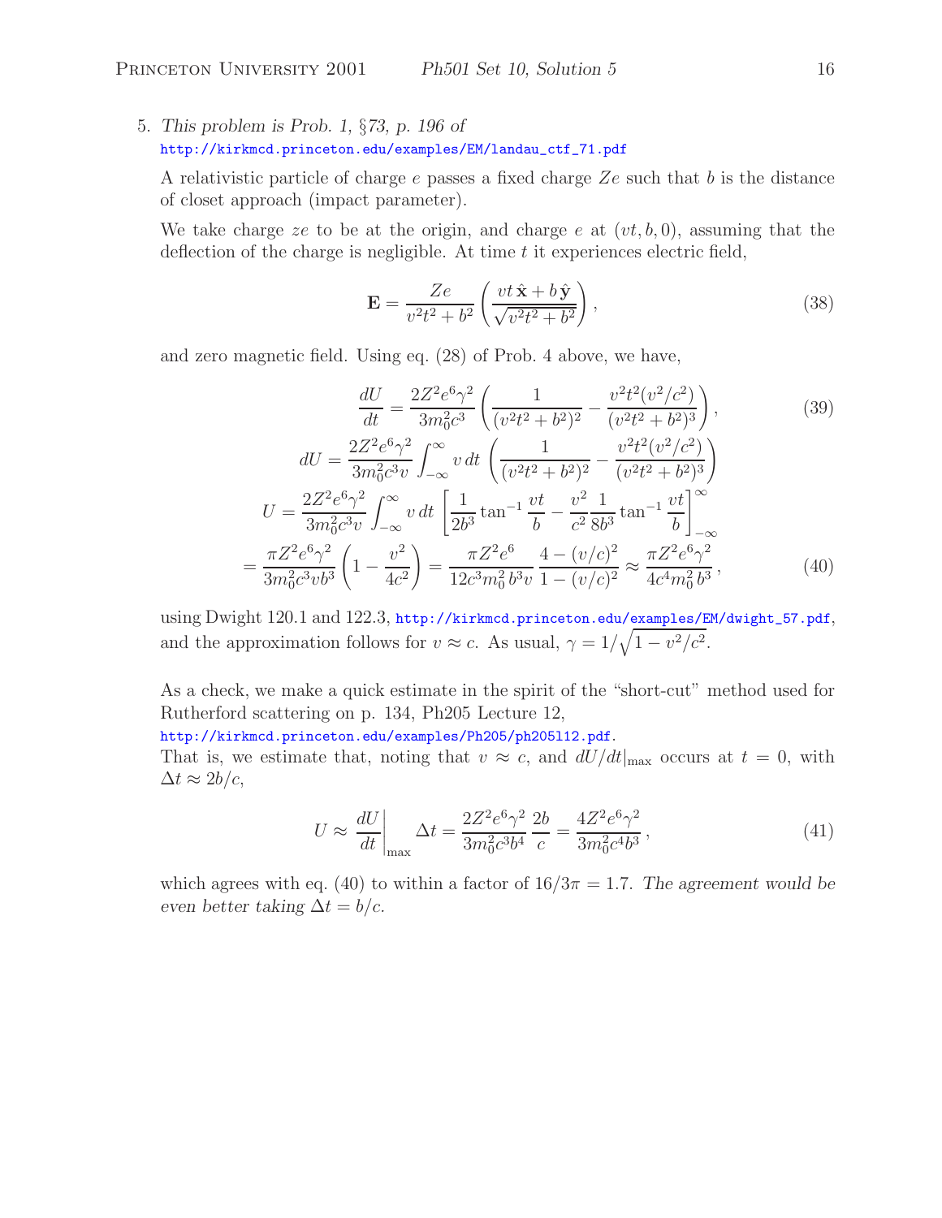5. *This problem is Prob. 1, §73, p. 196 of* http://kirkmcd.princeton.edu/examples/EM/landau_ctf_71.pdf

A relativistic particle of charge $e$ passes a fixed charge $Ze$ such that $b$ is the distance of closet approach (impact parameter).

We take charge $ze$ to be at the origin, and charge $e$ at $(vt, b, 0)$, assuming that the deflection of the charge is negligible. At time $t$ it experiences electric field,

$$\mathbf{E} = \frac{Ze}{v^2t^2 + b^2}\left(\frac{vt\,\hat{\mathbf{x}} + b\,\hat{\mathbf{y}}}{\sqrt{v^2t^2 + b^2}}\right), \tag{38}$$

and zero magnetic field. Using eq. (28) of Prob. 4 above, we have,

$$\frac{dU}{dt} = \frac{2Z^2e^6\gamma^2}{3m_0^2c^3}\left(\frac{1}{(v^2t^2+b^2)^2} - \frac{v^2t^2(v^2/c^2)}{(v^2t^2+b^2)^3}\right), \tag{39}$$

$$dU = \frac{2Z^2e^6\gamma^2}{3m_0^2c^3v}\int_{-\infty}^{\infty} v\,dt\left(\frac{1}{(v^2t^2+b^2)^2} - \frac{v^2t^2(v^2/c^2)}{(v^2t^2+b^2)^3}\right)$$

$$U = \frac{2Z^2e^6\gamma^2}{3m_0^2c^3v}\int_{-\infty}^{\infty} v\,dt\left[\frac{1}{2b^3}\tan^{-1}\frac{vt}{b} - \frac{v^2}{c^2}\frac{1}{8b^3}\tan^{-1}\frac{vt}{b}\right]_{-\infty}^{\infty}$$

$$= \frac{\pi Z^2e^6\gamma^2}{3m_0^2c^3vb^3}\left(1 - \frac{v^2}{4c^2}\right) = \frac{\pi Z^2e^6}{12c^3m_0^2b^3v}\frac{4-(v/c)^2}{1-(v/c)^2} \approx \frac{\pi Z^2e^6\gamma^2}{4c^4m_0^2b^3}, \tag{40}$$

using Dwight 120.1 and 122.3, http://kirkmcd.princeton.edu/examples/EM/dwight_57.pdf, and the approximation follows for $v \approx c$. As usual, $\gamma = 1/\sqrt{1 - v^2/c^2}$.

As a check, we make a quick estimate in the spirit of the "short-cut" method used for Rutherford scattering on p. 134, Ph205 Lecture 12, http://kirkmcd.princeton.edu/examples/Ph205/ph205l12.pdf.
That is, we estimate that, noting that $v \approx c$, and $dU/dt|_{\max}$ occurs at $t = 0$, with $\Delta t \approx 2b/c$,

$$U \approx \left.\frac{dU}{dt}\right|_{\max}\Delta t = \frac{2Z^2e^6\gamma^2}{3m_0^2c^3b^4}\frac{2b}{c} = \frac{4Z^2e^6\gamma^2}{3m_0^2c^4b^3}, \tag{41}$$

which agrees with eq. (40) to within a factor of $16/3\pi = 1.7$. *The agreement would be even better taking* $\Delta t = b/c$.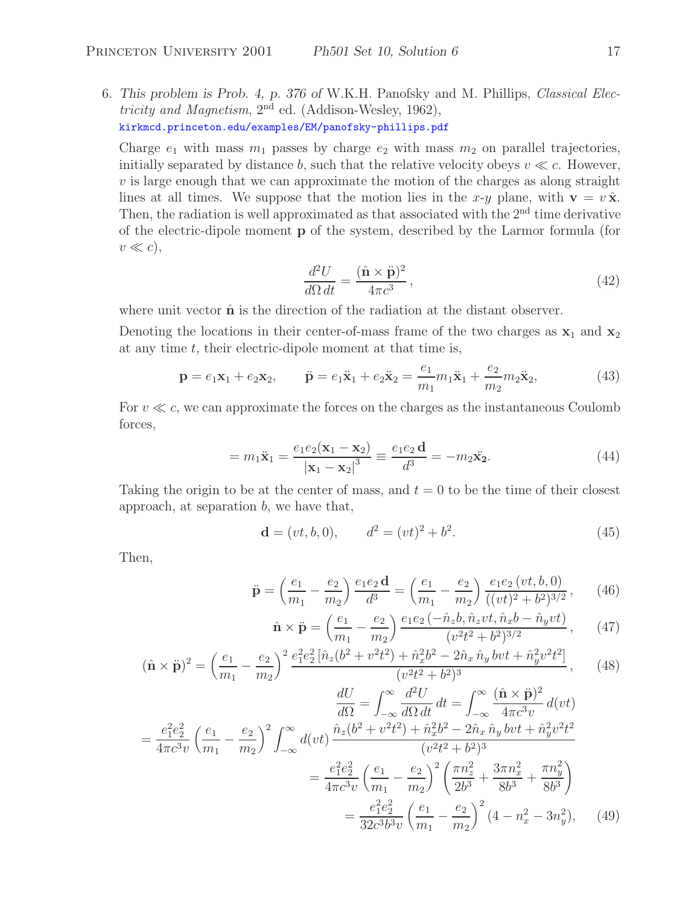6. *This problem is Prob. 4, p. 376 of* W.K.H. Panofsky and M. Phillips, *Classical Electricity and Magnetism*, 2[nd] ed. (Addison-Wesley, 1962),
kirkmcd.princeton.edu/examples/EM/panofsky-phillips.pdf

Charge $e_1$ with mass $m_1$ passes by charge $e_2$ with mass $m_2$ on parallel trajectories, initially separated by distance $b$, such that the relative velocity obeys $v \ll c$. However, $v$ is large enough that we can approximate the motion of the charges as along straight lines at all times. We suppose that the motion lies in the $x$-$y$ plane, with $\mathbf{v} = v\,\hat{\mathbf{x}}$. Then, the radiation is well approximated as that associated with the 2[nd] time derivative of the electric-dipole moment $\mathbf{p}$ of the system, described by the Larmor formula (for $v \ll c$),

$$\frac{d^2U}{d\Omega\, dt} = \frac{(\hat{\mathbf{n}} \times \ddot{\mathbf{p}})^2}{4\pi c^3}, \tag{42}$$

where unit vector $\hat{\mathbf{n}}$ is the direction of the radiation at the distant observer.

Denoting the locations in their center-of-mass frame of the two charges as $\mathbf{x}_1$ and $\mathbf{x}_2$ at any time $t$, their electric-dipole moment at that time is,

$$\mathbf{p} = e_1\mathbf{x}_1 + e_2\mathbf{x}_2, \qquad \ddot{\mathbf{p}} = e_1\ddot{\mathbf{x}}_1 + e_2\ddot{\mathbf{x}}_2 = \frac{e_1}{m_1}m_1\ddot{\mathbf{x}}_1 + \frac{e_2}{m_2}m_2\ddot{\mathbf{x}}_2, \tag{43}$$

For $v \ll c$, we can approximate the forces on the charges as the instantaneous Coulomb forces,

$$= m_1\ddot{\mathbf{x}}_1 = \frac{e_1e_2(\mathbf{x}_1 - \mathbf{x}_2)}{|\mathbf{x}_1 - \mathbf{x}_2|^3} \equiv \frac{e_1e_2\,\mathbf{d}}{d^3} = -m_2\ddot{\mathbf{x}}_2. \tag{44}$$

Taking the origin to be at the center of mass, and $t = 0$ to be the time of their closest approach, at separation $b$, we have that,

$$\mathbf{d} = (vt, b, 0), \qquad d^2 = (vt)^2 + b^2. \tag{45}$$

Then,

$$\ddot{\mathbf{p}} = \left(\frac{e_1}{m_1} - \frac{e_2}{m_2}\right)\frac{e_1e_2\,\mathbf{d}}{d^3} = \left(\frac{e_1}{m_1} - \frac{e_2}{m_2}\right)\frac{e_1e_2\,(vt, b, 0)}{((vt)^2 + b^2)^{3/2}}, \tag{46}$$

$$\hat{\mathbf{n}} \times \ddot{\mathbf{p}} = \left(\frac{e_1}{m_1} - \frac{e_2}{m_2}\right)\frac{e_1e_2\,(-\hat{n}_z b, \hat{n}_z vt, \hat{n}_x b - \hat{n}_y vt)}{(v^2t^2 + b^2)^{3/2}}, \tag{47}$$

$$(\hat{\mathbf{n}} \times \ddot{\mathbf{p}})^2 = \left(\frac{e_1}{m_1} - \frac{e_2}{m_2}\right)^2 \frac{e_1^2e_2^2\left[\hat{n}_z(b^2 + v^2t^2) + \hat{n}_x^2 b^2 - 2\hat{n}_x\,\hat{n}_y\, bvt + \hat{n}_y^2 v^2t^2\right]}{(v^2t^2 + b^2)^3}, \tag{48}$$

$$\frac{dU}{d\Omega} = \int_{-\infty}^{\infty} \frac{d^2U}{d\Omega\, dt}\, dt = \int_{-\infty}^{\infty} \frac{(\hat{\mathbf{n}} \times \ddot{\mathbf{p}})^2}{4\pi c^3 v}\, d(vt)$$

$$= \frac{e_1^2e_2^2}{4\pi c^3 v}\left(\frac{e_1}{m_1} - \frac{e_2}{m_2}\right)^2 \int_{-\infty}^{\infty} d(vt)\, \frac{\hat{n}_z(b^2 + v^2t^2) + \hat{n}_x^2 b^2 - 2\hat{n}_x\,\hat{n}_y\, bvt + \hat{n}_y^2 v^2t^2}{(v^2t^2 + b^2)^3}$$

$$= \frac{e_1^2e_2^2}{4\pi c^3 v}\left(\frac{e_1}{m_1} - \frac{e_2}{m_2}\right)^2 \left(\frac{\pi n_z^2}{2b^3} + \frac{3\pi n_x^2}{8b^3} + \frac{\pi n_y^2}{8b^3}\right)$$

$$= \frac{e_1^2e_2^2}{32c^3b^3v}\left(\frac{e_1}{m_1} - \frac{e_2}{m_2}\right)^2 (4 - n_x^2 - 3n_y^2), \tag{49}$$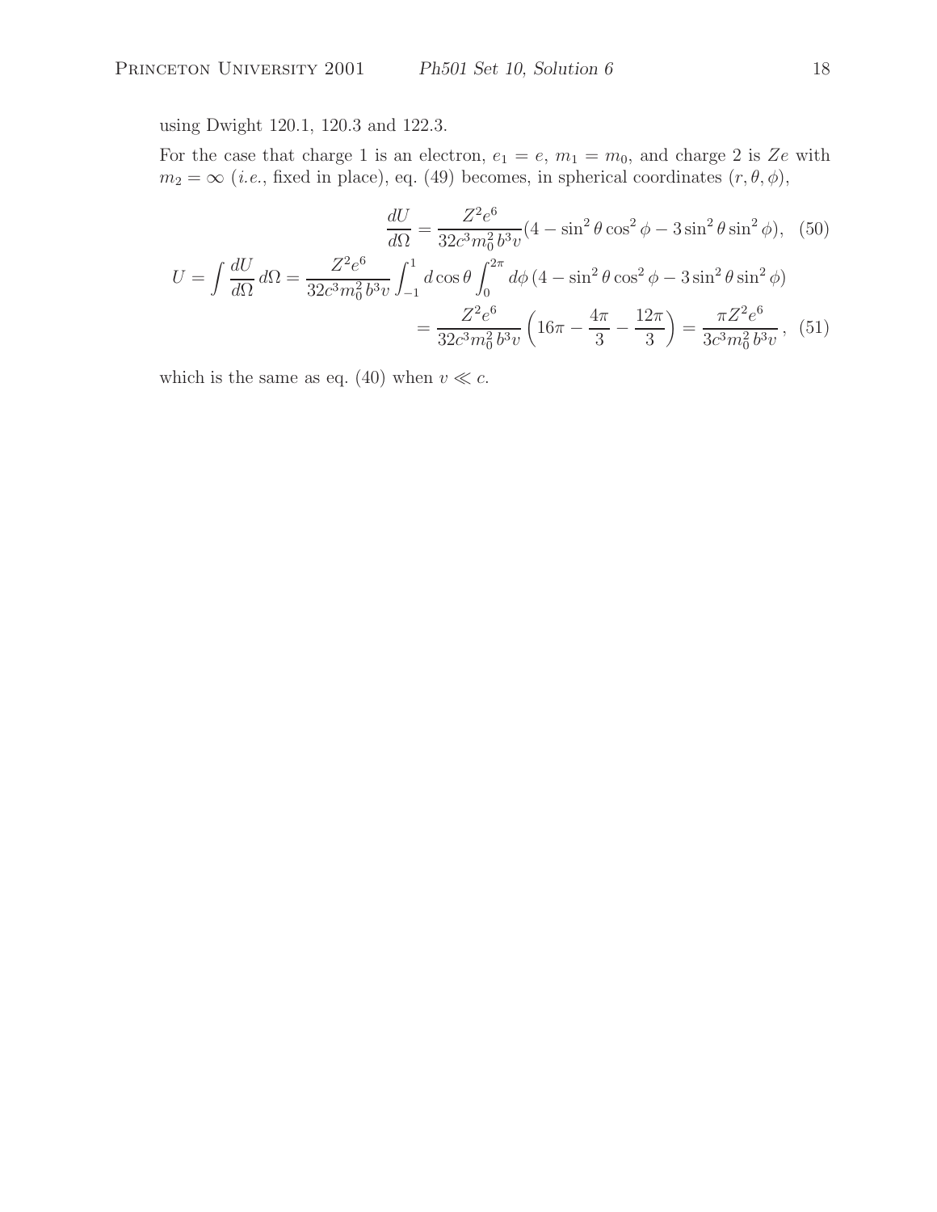using Dwight 120.1, 120.3 and 122.3.

For the case that charge 1 is an electron, $e_1 = e$, $m_1 = m_0$, and charge 2 is $Ze$ with $m_2 = \infty$ (*i.e.*, fixed in place), eq. (49) becomes, in spherical coordinates $(r, \theta, \phi)$,

$$\frac{dU}{d\Omega} = \frac{Z^2 e^6}{32 c^3 m_0^2 b^3 v}(4 - \sin^2\theta\cos^2\phi - 3\sin^2\theta\sin^2\phi), \quad (50)$$

$$U = \int \frac{dU}{d\Omega}\, d\Omega = \frac{Z^2 e^6}{32 c^3 m_0^2 b^3 v}\int_{-1}^{1} d\cos\theta \int_0^{2\pi} d\phi\, (4 - \sin^2\theta\cos^2\phi - 3\sin^2\theta\sin^2\phi)$$

$$= \frac{Z^2 e^6}{32 c^3 m_0^2 b^3 v}\left(16\pi - \frac{4\pi}{3} - \frac{12\pi}{3}\right) = \frac{\pi Z^2 e^6}{3 c^3 m_0^2 b^3 v}, \quad (51)$$

which is the same as eq. (40) when $v \ll c$.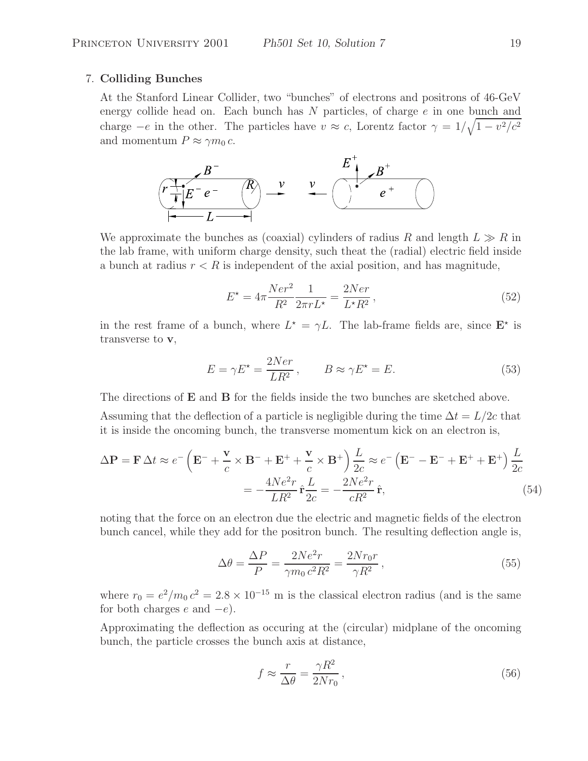7. **Colliding Bunches**

At the Stanford Linear Collider, two "bunches" of electrons and positrons of 46-GeV energy collide head on. Each bunch has $N$ particles, of charge $e$ in one bunch and charge $-e$ in the other. The particles have $v \approx c$, Lorentz factor $\gamma = 1/\sqrt{1 - v^2/c^2}$ and momentum $P \approx \gamma m_0 c$.

$B^-$

$r$ $E^-$ $e^-$ $R$ $v$ $v$ $e^+$

$L$

$E^+$ $B^+$

We approximate the bunches as (coaxial) cylinders of radius $R$ and length $L \gg R$ in the lab frame, with uniform charge density, such theat the (radial) electric field inside a bunch at radius $r < R$ is independent of the axial position, and has magnitude,

$$E^\star = 4\pi \frac{Ner^2}{R^2} \frac{1}{2\pi r L^\star} = \frac{2Ner}{L^\star R^2}, \tag{52}$$

in the rest frame of a bunch, where $L^\star = \gamma L$. The lab-frame fields are, since $\mathbf{E}^\star$ is transverse to $\mathbf{v}$,

$$E = \gamma E^\star = \frac{2Ner}{LR^2}, \qquad B \approx \gamma E^\star = E. \tag{53}$$

The directions of $\mathbf{E}$ and $\mathbf{B}$ for the fields inside the two bunches are sketched above.

Assuming that the deflection of a particle is negligible during the time $\Delta t = L/2c$ that it is inside the oncoming bunch, the transverse momentum kick on an electron is,

$$\begin{aligned}
\Delta \mathbf{P} = \mathbf{F}\,\Delta t &\approx e^- \left( \mathbf{E}^- + \frac{\mathbf{v}}{c} \times \mathbf{B}^- + \mathbf{E}^+ + \frac{\mathbf{v}}{c} \times \mathbf{B}^+ \right) \frac{L}{2c} \approx e^- \left( \mathbf{E}^- - \mathbf{E}^- + \mathbf{E}^+ + \mathbf{E}^+ \right) \frac{L}{2c} \\
&= -\frac{4Ne^2 r}{LR^2}\,\hat{\mathbf{r}} \frac{L}{2c} = -\frac{2Ne^2 r}{cR^2}\,\hat{\mathbf{r}},
\end{aligned} \tag{54}$$

noting that the force on an electron due the electric and magnetic fields of the electron bunch cancel, while they add for the positron bunch. The resulting deflection angle is,

$$\Delta\theta = \frac{\Delta P}{P} = \frac{2Ne^2 r}{\gamma m_0 c^2 R^2} = \frac{2N r_0 r}{\gamma R^2}, \tag{55}$$

where $r_0 = e^2/m_0 c^2 = 2.8 \times 10^{-15}$ m is the classical electron radius (and is the same for both charges $e$ and $-e$).

Approximating the deflection as occuring at the (circular) midplane of the oncoming bunch, the particle crosses the bunch axis at distance,

$$f \approx \frac{r}{\Delta\theta} = \frac{\gamma R^2}{2N r_0}, \tag{56}$$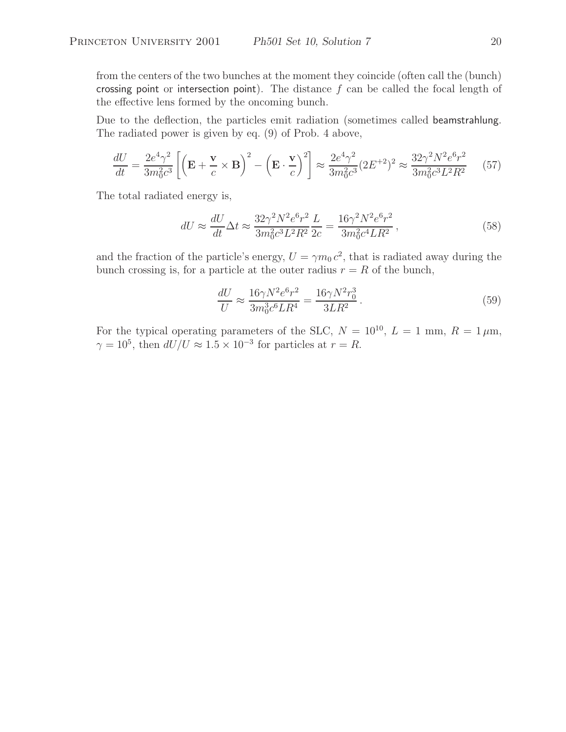from the centers of the two bunches at the moment they coincide (often call the (bunch) crossing point or intersection point). The distance $f$ can be called the focal length of the effective lens formed by the oncoming bunch.

Due to the deflection, the particles emit radiation (sometimes called beamstrahlung. The radiated power is given by eq. (9) of Prob. 4 above,

$$\frac{dU}{dt} = \frac{2e^4\gamma^2}{3m_0^2c^3}\left[\left(\mathbf{E} + \frac{\mathbf{v}}{c}\times\mathbf{B}\right)^2 - \left(\mathbf{E}\cdot\frac{\mathbf{v}}{c}\right)^2\right] \approx \frac{2e^4\gamma^2}{3m_0^2c^3}(2E^{+2})^2 \approx \frac{32\gamma^2N^2e^6r^2}{3m_0^2c^3L^2R^2} \qquad (57)$$

The total radiated energy is,

$$dU \approx \frac{dU}{dt}\Delta t \approx \frac{32\gamma^2N^2e^6r^2}{3m_0^2c^3L^2R^2}\frac{L}{2c} = \frac{16\gamma^2N^2e^6r^2}{3m_0^2c^4LR^2}, \qquad (58)$$

and the fraction of the particle's energy, $U = \gamma m_0 c^2$, that is radiated away during the bunch crossing is, for a particle at the outer radius $r = R$ of the bunch,

$$\frac{dU}{U} \approx \frac{16\gamma N^2e^6r^2}{3m_0^3c^6LR^4} = \frac{16\gamma N^2r_0^3}{3LR^2}. \qquad (59)$$

For the typical operating parameters of the SLC, $N = 10^{10}$, $L = 1$ mm, $R = 1\,\mu$m, $\gamma = 10^5$, then $dU/U \approx 1.5 \times 10^{-3}$ for particles at $r = R$.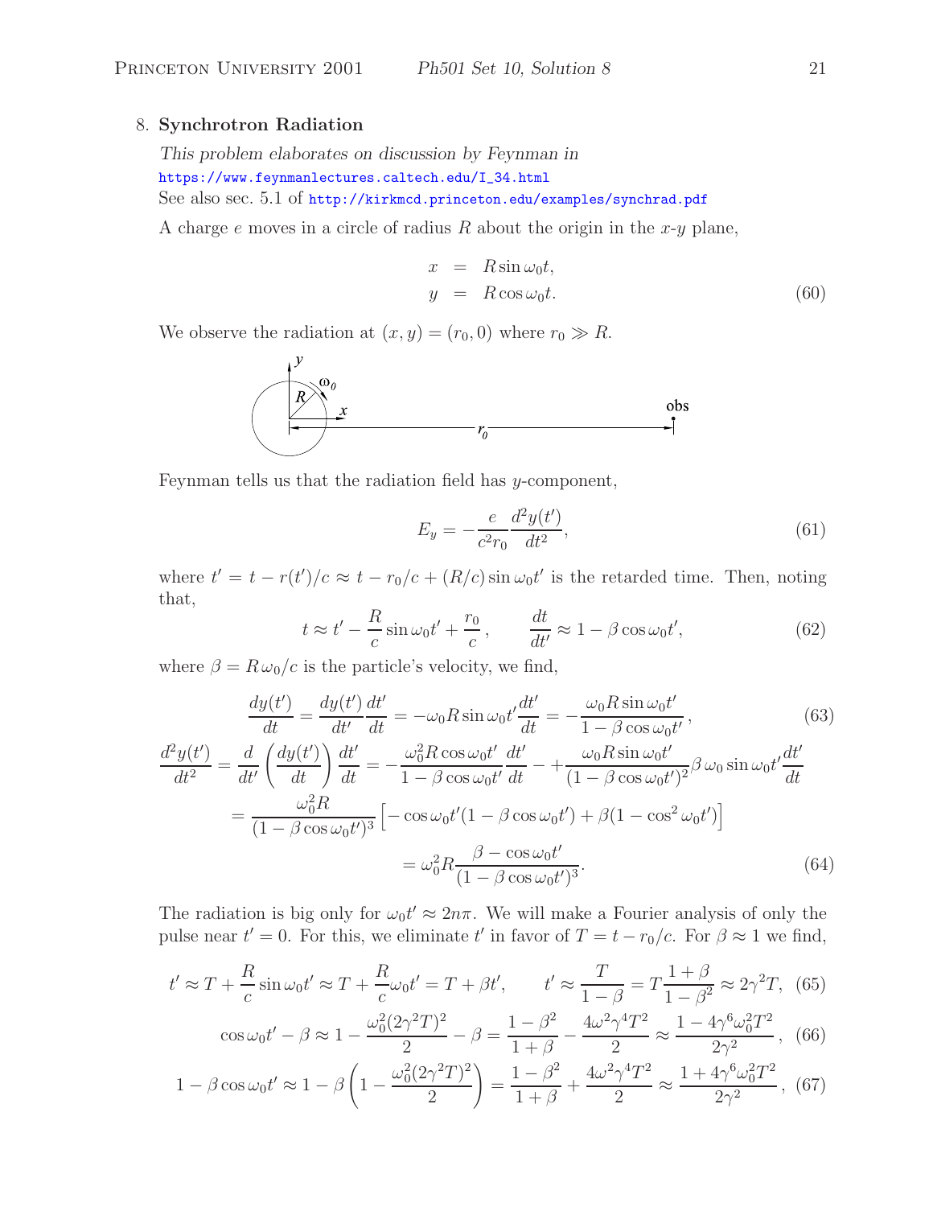## 8. **Synchrotron Radiation**

*This problem elaborates on discussion by Feynman in*
https://www.feynmanlectures.caltech.edu/I_34.html
See also sec. 5.1 of http://kirkmcd.princeton.edu/examples/synchrad.pdf

A charge $e$ moves in a circle of radius $R$ about the origin in the $x$-$y$ plane,

$$
\begin{aligned}
x &= R \sin \omega_0 t, \\
y &= R \cos \omega_0 t.
\end{aligned} \tag{60}
$$

We observe the radiation at $(x, y) = (r_0, 0)$ where $r_0 \gg R$.

y
$\omega_0$
R
x
obs
$r_0$

Feynman tells us that the radiation field has $y$-component,

$$
E_y = -\frac{e}{c^2 r_0} \frac{d^2 y(t')}{dt^2}, \tag{61}
$$

where $t' = t - r(t')/c \approx t - r_0/c + (R/c) \sin \omega_0 t'$ is the retarded time. Then, noting that,

$$
t \approx t' - \frac{R}{c} \sin \omega_0 t' + \frac{r_0}{c}, \qquad \frac{dt}{dt'} \approx 1 - \beta \cos \omega_0 t', \tag{62}
$$

where $\beta = R\omega_0/c$ is the particle's velocity, we find,

$$
\frac{dy(t')}{dt} = \frac{dy(t')}{dt'} \frac{dt'}{dt} = -\omega_0 R \sin \omega_0 t' \frac{dt'}{dt} = -\frac{\omega_0 R \sin \omega_0 t'}{1 - \beta \cos \omega_0 t'}, \tag{63}
$$

$$
\begin{aligned}
\frac{d^2 y(t')}{dt^2} &= \frac{d}{dt'} \left( \frac{dy(t')}{dt} \right) \frac{dt'}{dt} = -\frac{\omega_0^2 R \cos \omega_0 t'}{1 - \beta \cos \omega_0 t'} \frac{dt'}{dt} - + \frac{\omega_0 R \sin \omega_0 t'}{(1 - \beta \cos \omega_0 t')^2} \beta \, \omega_0 \sin \omega_0 t' \frac{dt'}{dt} \\
&= \frac{\omega_0^2 R}{(1 - \beta \cos \omega_0 t')^3} \left[ -\cos \omega_0 t' (1 - \beta \cos \omega_0 t') + \beta (1 - \cos^2 \omega_0 t') \right] \\
&= \omega_0^2 R \frac{\beta - \cos \omega_0 t'}{(1 - \beta \cos \omega_0 t')^3}.
\end{aligned} \tag{64}
$$

The radiation is big only for $\omega_0 t' \approx 2n\pi$. We will make a Fourier analysis of only the pulse near $t' = 0$. For this, we eliminate $t'$ in favor of $T = t - r_0/c$. For $\beta \approx 1$ we find,

$$
t' \approx T + \frac{R}{c} \sin \omega_0 t' \approx T + \frac{R}{c} \omega_0 t' = T + \beta t', \qquad t' \approx \frac{T}{1 - \beta} = T \frac{1 + \beta}{1 - \beta^2} \approx 2\gamma^2 T, \tag{65}
$$

$$
\cos \omega_0 t' - \beta \approx 1 - \frac{\omega_0^2 (2\gamma^2 T)^2}{2} - \beta = \frac{1 - \beta^2}{1 + \beta} - \frac{4\omega^2 \gamma^4 T^2}{2} \approx \frac{1 - 4\gamma^6 \omega_0^2 T^2}{2\gamma^2}, \tag{66}
$$

$$
1 - \beta \cos \omega_0 t' \approx 1 - \beta \left( 1 - \frac{\omega_0^2 (2\gamma^2 T)^2}{2} \right) = \frac{1 - \beta^2}{1 + \beta} + \frac{4\omega^2 \gamma^4 T^2}{2} \approx \frac{1 + 4\gamma^6 \omega_0^2 T^2}{2\gamma^2}, \tag{67}
$$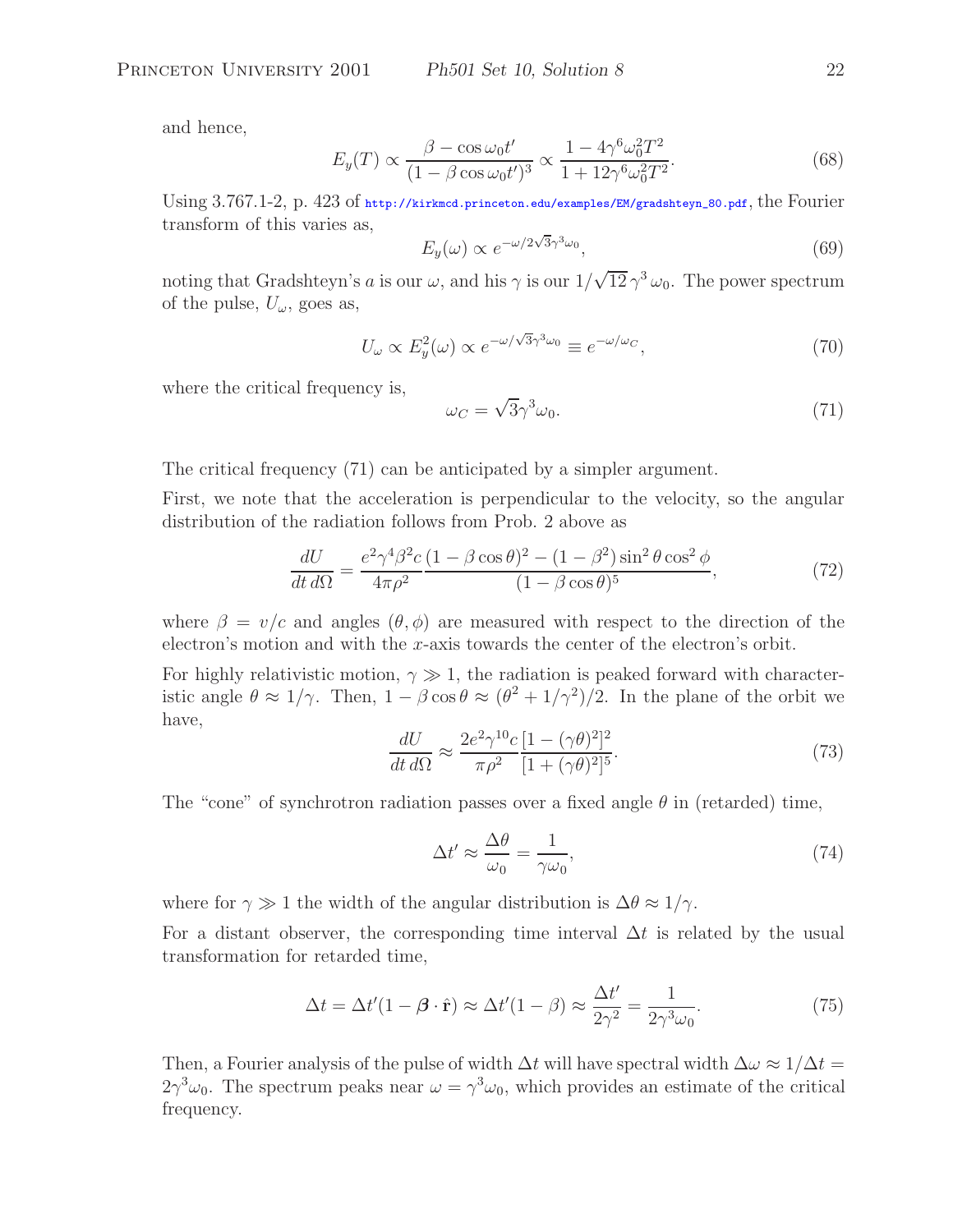and hence,

$$E_y(T) \propto \frac{\beta - \cos\omega_0 t'}{(1-\beta\cos\omega_0 t')^3} \propto \frac{1 - 4\gamma^6\omega_0^2 T^2}{1 + 12\gamma^6\omega_0^2 T^2}. \tag{68}$$

Using 3.767.1-2, p. 423 of http://kirkmcd.princeton.edu/examples/EM/gradshteyn_80.pdf, the Fourier transform of this varies as,

$$E_y(\omega) \propto e^{-\omega/2\sqrt{3}\gamma^3\omega_0}, \tag{69}$$

noting that Gradshteyn's $a$ is our $\omega$, and his $\gamma$ is our $1/\sqrt{12}\,\gamma^3\,\omega_0$. The power spectrum of the pulse, $U_\omega$, goes as,

$$U_\omega \propto E_y^2(\omega) \propto e^{-\omega/\sqrt{3}\gamma^3\omega_0} \equiv e^{-\omega/\omega_C}, \tag{70}$$

where the critical frequency is,

$$\omega_C = \sqrt{3}\gamma^3\omega_0. \tag{71}$$

The critical frequency (71) can be anticipated by a simpler argument.

First, we note that the acceleration is perpendicular to the velocity, so the angular distribution of the radiation follows from Prob. 2 above as

$$\frac{dU}{dt\,d\Omega} = \frac{e^2\gamma^4\beta^2 c}{4\pi\rho^2}\frac{(1-\beta\cos\theta)^2 - (1-\beta^2)\sin^2\theta\cos^2\phi}{(1-\beta\cos\theta)^5}, \tag{72}$$

where $\beta = v/c$ and angles $(\theta, \phi)$ are measured with respect to the direction of the electron's motion and with the $x$-axis towards the center of the electron's orbit.

For highly relativistic motion, $\gamma \gg 1$, the radiation is peaked forward with characteristic angle $\theta \approx 1/\gamma$. Then, $1 - \beta\cos\theta \approx (\theta^2 + 1/\gamma^2)/2$. In the plane of the orbit we have,

$$\frac{dU}{dt\,d\Omega} \approx \frac{2e^2\gamma^{10}c}{\pi\rho^2}\frac{[1-(\gamma\theta)^2]^2}{[1+(\gamma\theta)^2]^5}. \tag{73}$$

The "cone" of synchrotron radiation passes over a fixed angle $\theta$ in (retarded) time,

$$\Delta t' \approx \frac{\Delta\theta}{\omega_0} = \frac{1}{\gamma\omega_0}, \tag{74}$$

where for $\gamma \gg 1$ the width of the angular distribution is $\Delta\theta \approx 1/\gamma$.

For a distant observer, the corresponding time interval $\Delta t$ is related by the usual transformation for retarded time,

$$\Delta t = \Delta t'(1 - \boldsymbol{\beta}\cdot\hat{\mathbf{r}}) \approx \Delta t'(1-\beta) \approx \frac{\Delta t'}{2\gamma^2} = \frac{1}{2\gamma^3\omega_0}. \tag{75}$$

Then, a Fourier analysis of the pulse of width $\Delta t$ will have spectral width $\Delta\omega \approx 1/\Delta t = 2\gamma^3\omega_0$. The spectrum peaks near $\omega = \gamma^3\omega_0$, which provides an estimate of the critical frequency.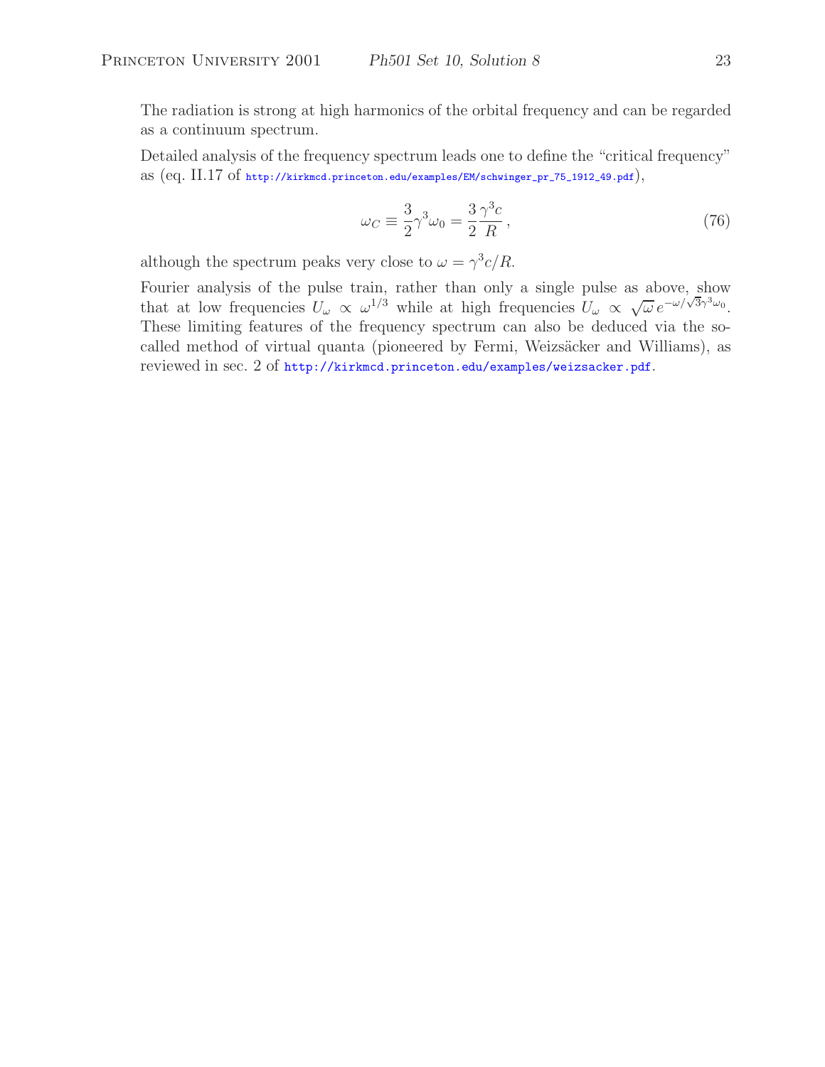The radiation is strong at high harmonics of the orbital frequency and can be regarded as a continuum spectrum.

Detailed analysis of the frequency spectrum leads one to define the "critical frequency" as (eq. II.17 of http://kirkmcd.princeton.edu/examples/EM/schwinger_pr_75_1912_49.pdf),

$$\omega_C \equiv \frac{3}{2}\gamma^3\omega_0 = \frac{3}{2}\frac{\gamma^3 c}{R}\,, \tag{76}$$

although the spectrum peaks very close to $\omega = \gamma^3 c/R$.

Fourier analysis of the pulse train, rather than only a single pulse as above, show that at low frequencies $U_\omega \propto \omega^{1/3}$ while at high frequencies $U_\omega \propto \sqrt{\omega}\, e^{-\omega/\sqrt{3}\gamma^3\omega_0}$. These limiting features of the frequency spectrum can also be deduced via the so-called method of virtual quanta (pioneered by Fermi, Weizsäcker and Williams), as reviewed in sec. 2 of http://kirkmcd.princeton.edu/examples/weizsacker.pdf.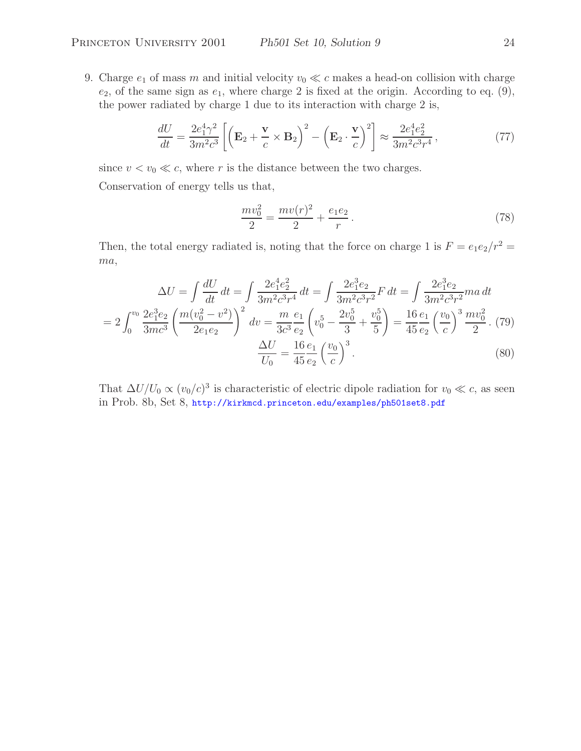9. Charge $e_1$ of mass $m$ and initial velocity $v_0 \ll c$ makes a head-on collision with charge $e_2$, of the same sign as $e_1$, where charge 2 is fixed at the origin. According to eq. (9), the power radiated by charge 1 due to its interaction with charge 2 is,

$$\frac{dU}{dt} = \frac{2e_1^4\gamma^2}{3m^2c^3}\left[\left(\mathbf{E}_2 + \frac{\mathbf{v}}{c}\times\mathbf{B}_2\right)^2 - \left(\mathbf{E}_2\cdot\frac{\mathbf{v}}{c}\right)^2\right] \approx \frac{2e_1^4e_2^2}{3m^2c^3r^4}\,, \tag{77}$$

since $v < v_0 \ll c$, where $r$ is the distance between the two charges.

Conservation of energy tells us that,

$$\frac{mv_0^2}{2} = \frac{mv(r)^2}{2} + \frac{e_1e_2}{r}\,. \tag{78}$$

Then, the total energy radiated is, noting that the force on charge 1 is $F = e_1e_2/r^2 = ma$,

$$\Delta U = \int \frac{dU}{dt}\,dt = \int \frac{2e_1^4e_2^2}{3m^2c^3r^4}\,dt = \int \frac{2e_1^3e_2}{3m^2c^3r^2}F\,dt = \int \frac{2e_1^3e_2}{3m^2c^3r^2}ma\,dt$$

$$= 2\int_0^{v_0} \frac{2e_1^3e_2}{3mc^3}\left(\frac{m(v_0^2-v^2)}{2e_1e_2}\right)^2 dv = \frac{m}{3c^3}\frac{e_1}{e_2}\left(v_0^5 - \frac{2v_0^5}{3} + \frac{v_0^5}{5}\right) = \frac{16}{45}\frac{e_1}{e_2}\left(\frac{v_0}{c}\right)^3\frac{mv_0^2}{2}\,. \tag{79}$$

$$\frac{\Delta U}{U_0} = \frac{16}{45}\frac{e_1}{e_2}\left(\frac{v_0}{c}\right)^3. \tag{80}$$

That $\Delta U/U_0 \propto (v_0/c)^3$ is characteristic of electric dipole radiation for $v_0 \ll c$, as seen in Prob. 8b, Set 8, http://kirkmcd.princeton.edu/examples/ph501set8.pdf